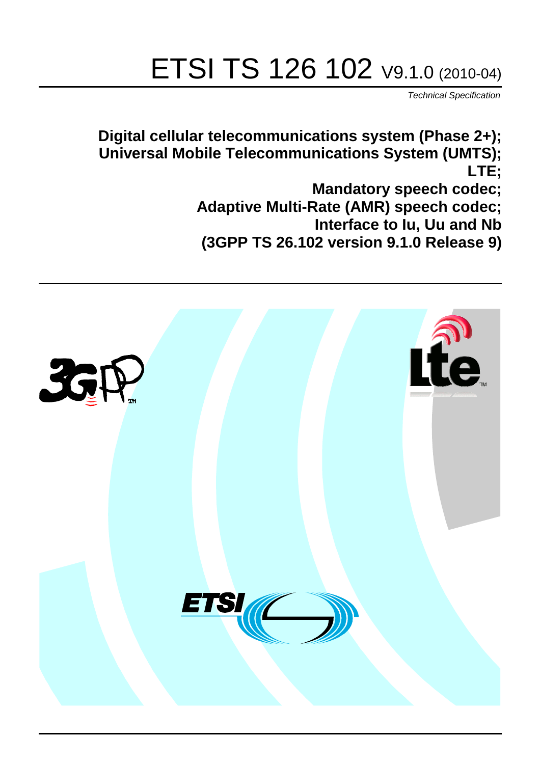# ETSI TS 126 102 V9.1.0 (2010-04)

*Technical Specification*

**Digital cellular telecommunications system (Phase 2+); Universal Mobile Telecommunications System (UMTS); LTE; Mandatory speech codec; Adaptive Multi-Rate (AMR) speech codec; Interface to Iu, Uu and Nb (3GPP TS 26.102 version 9.1.0 Release 9)**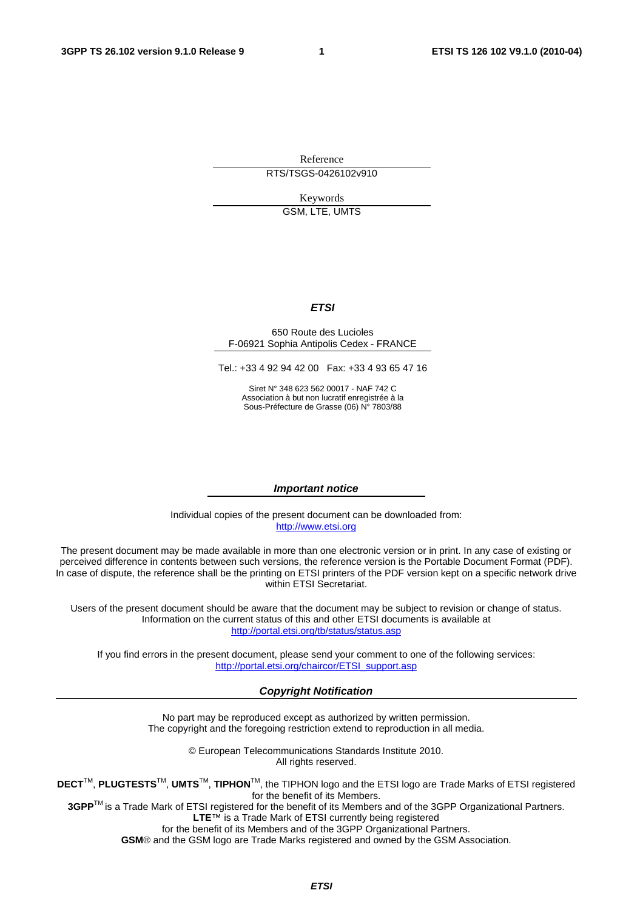Reference

RTS/TSGS-0426102v910

Keywords

GSM, LTE, UMTS

***ETSI***

650 Route des Lucioles
F-06921 Sophia Antipolis Cedex - FRANCE

Tel.: +33 4 92 94 42 00 Fax: +33 4 93 65 47 16

Siret N° 348 623 562 00017 - NAF 742 C
Association à but non lucratif enregistrée à la
Sous-Préfecture de Grasse (06) N° 7803/88

***Important notice***

Individual copies of the present document can be downloaded from:
http://www.etsi.org

The present document may be made available in more than one electronic version or in print. In any case of existing or perceived difference in contents between such versions, the reference version is the Portable Document Format (PDF). In case of dispute, the reference shall be the printing on ETSI printers of the PDF version kept on a specific network drive within ETSI Secretariat.

Users of the present document should be aware that the document may be subject to revision or change of status. Information on the current status of this and other ETSI documents is available at
http://portal.etsi.org/tb/status/status.asp

If you find errors in the present document, please send your comment to one of the following services:
http://portal.etsi.org/chaircor/ETSI_support.asp

***Copyright Notification***

No part may be reproduced except as authorized by written permission.
The copyright and the foregoing restriction extend to reproduction in all media.

© European Telecommunications Standards Institute 2010.
All rights reserved.

**DECT**™, **PLUGTESTS**™, **UMTS**™, **TIPHON**™, the TIPHON logo and the ETSI logo are Trade Marks of ETSI registered for the benefit of its Members.
**3GPP**™ is a Trade Mark of ETSI registered for the benefit of its Members and of the 3GPP Organizational Partners.
**LTE**™ is a Trade Mark of ETSI currently being registered
for the benefit of its Members and of the 3GPP Organizational Partners.
**GSM**® and the GSM logo are Trade Marks registered and owned by the GSM Association.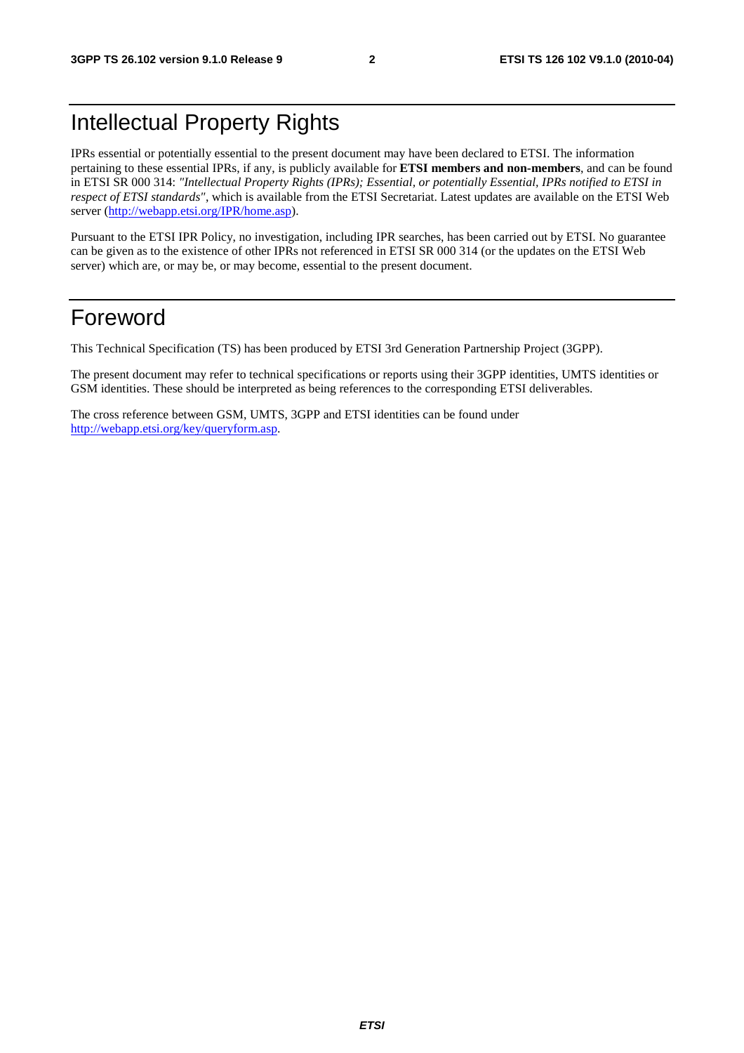# Intellectual Property Rights

IPRs essential or potentially essential to the present document may have been declared to ETSI. The information pertaining to these essential IPRs, if any, is publicly available for **ETSI members and non-members**, and can be found in ETSI SR 000 314: *"Intellectual Property Rights (IPRs); Essential, or potentially Essential, IPRs notified to ETSI in respect of ETSI standards"*, which is available from the ETSI Secretariat. Latest updates are available on the ETSI Web server (http://webapp.etsi.org/IPR/home.asp).

Pursuant to the ETSI IPR Policy, no investigation, including IPR searches, has been carried out by ETSI. No guarantee can be given as to the existence of other IPRs not referenced in ETSI SR 000 314 (or the updates on the ETSI Web server) which are, or may be, or may become, essential to the present document.

# Foreword

This Technical Specification (TS) has been produced by ETSI 3rd Generation Partnership Project (3GPP).

The present document may refer to technical specifications or reports using their 3GPP identities, UMTS identities or GSM identities. These should be interpreted as being references to the corresponding ETSI deliverables.

The cross reference between GSM, UMTS, 3GPP and ETSI identities can be found under http://webapp.etsi.org/key/queryform.asp.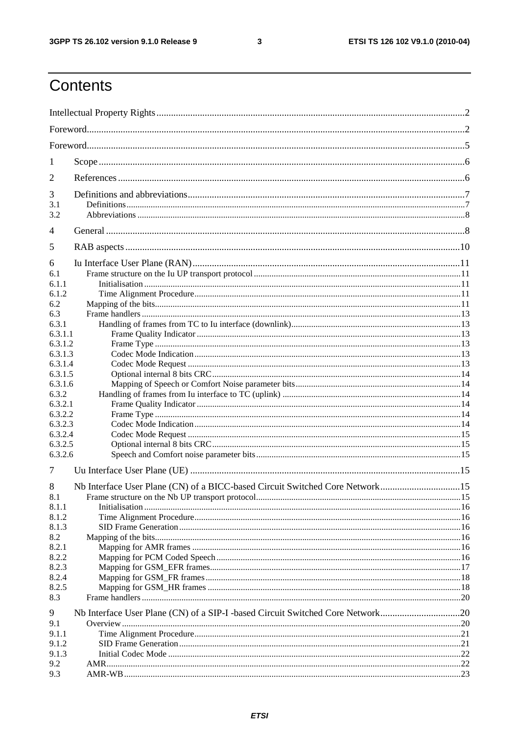# Contents

Intellectual Property Rights ........................................................ 2

Foreword ........................................................ 2

Foreword ........................................................ 5

1 Scope ........................................................ 6

2 References ........................................................ 6

3 Definitions and abbreviations ........................................................ 7

3.1 Definitions ........................................................ 7

3.2 Abbreviations ........................................................ 8

4 General ........................................................ 8

5 RAB aspects ........................................................ 10

6 Iu Interface User Plane (RAN) ........................................................ 11

6.1 Frame structure on the Iu UP transport protocol ........................................................ 11

6.1.1 Initialisation ........................................................ 11

6.1.2 Time Alignment Procedure ........................................................ 11

6.2 Mapping of the bits ........................................................ 11

6.3 Frame handlers ........................................................ 13

6.3.1 Handling of frames from TC to Iu interface (downlink) ........................................................ 13

6.3.1.1 Frame Quality Indicator ........................................................ 13

6.3.1.2 Frame Type ........................................................ 13

6.3.1.3 Codec Mode Indication ........................................................ 13

6.3.1.4 Codec Mode Request ........................................................ 13

6.3.1.5 Optional internal 8 bits CRC ........................................................ 14

6.3.1.6 Mapping of Speech or Comfort Noise parameter bits ........................................................ 14

6.3.2 Handling of frames from Iu interface to TC (uplink) ........................................................ 14

6.3.2.1 Frame Quality Indicator ........................................................ 14

6.3.2.2 Frame Type ........................................................ 14

6.3.2.3 Codec Mode Indication ........................................................ 14

6.3.2.4 Codec Mode Request ........................................................ 15

6.3.2.5 Optional internal 8 bits CRC ........................................................ 15

6.3.2.6 Speech and Comfort noise parameter bits ........................................................ 15

7 Uu Interface User Plane (UE) ........................................................ 15

8 Nb Interface User Plane (CN) of a BICC-based Circuit Switched Core Network ........................................................ 15

8.1 Frame structure on the Nb UP transport protocol ........................................................ 15

8.1.1 Initialisation ........................................................ 16

8.1.2 Time Alignment Procedure ........................................................ 16

8.1.3 SID Frame Generation ........................................................ 16

8.2 Mapping of the bits ........................................................ 16

8.2.1 Mapping for AMR frames ........................................................ 16

8.2.2 Mapping for PCM Coded Speech ........................................................ 16

8.2.3 Mapping for GSM_EFR frames ........................................................ 17

8.2.4 Mapping for GSM_FR frames ........................................................ 18

8.2.5 Mapping for GSM_HR frames ........................................................ 18

8.3 Frame handlers ........................................................ 20

9 Nb Interface User Plane (CN) of a SIP-I -based Circuit Switched Core Network ........................................................ 20

9.1 Overview ........................................................ 20

9.1.1 Time Alignment Procedure ........................................................ 21

9.1.2 SID Frame Generation ........................................................ 21

9.1.3 Initial Codec Mode ........................................................ 22

9.2 AMR ........................................................ 22

9.3 AMR-WB ........................................................ 23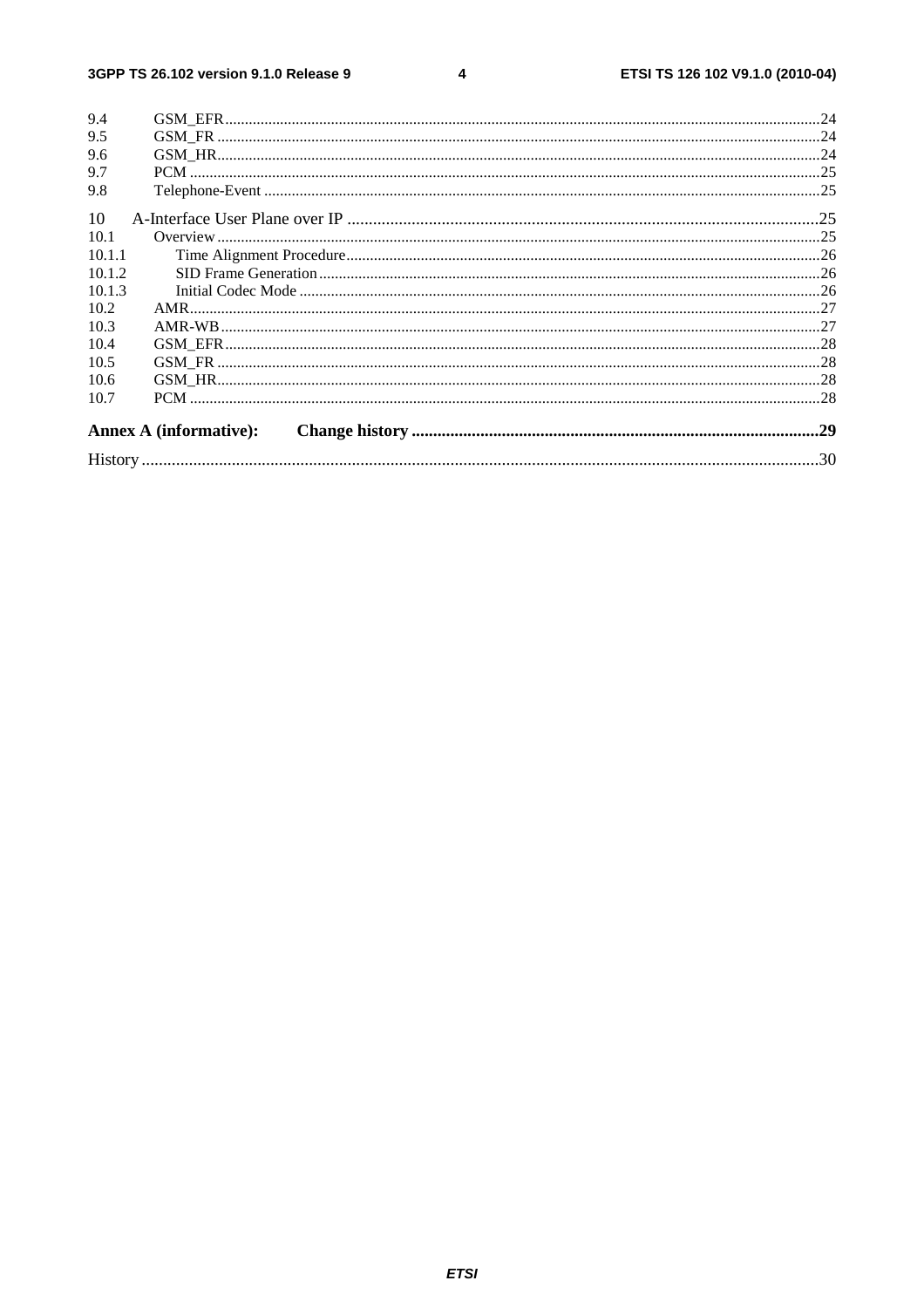9.4 GSM_EFR ........................................................................................................................................................24
9.5 GSM_FR ..........................................................................................................................................................24
9.6 GSM_HR..........................................................................................................................................................24
9.7 PCM .................................................................................................................................................................25
9.8 Telephone-Event ..............................................................................................................................................25

10 A-Interface User Plane over IP ..............................................................................................................25
10.1 Overview ..........................................................................................................................................................25
10.1.1 Time Alignment Procedure.........................................................................................................................26
10.1.2 SID Frame Generation ................................................................................................................................26
10.1.3 Initial Codec Mode .....................................................................................................................................26
10.2 AMR.................................................................................................................................................................27
10.3 AMR-WB .........................................................................................................................................................27
10.4 GSM_EFR ........................................................................................................................................................28
10.5 GSM_FR ..........................................................................................................................................................28
10.6 GSM_HR..........................................................................................................................................................28
10.7 PCM .................................................................................................................................................................28

**Annex A (informative): Change history ..............................................................................................29**

History ..............................................................................................................................................................30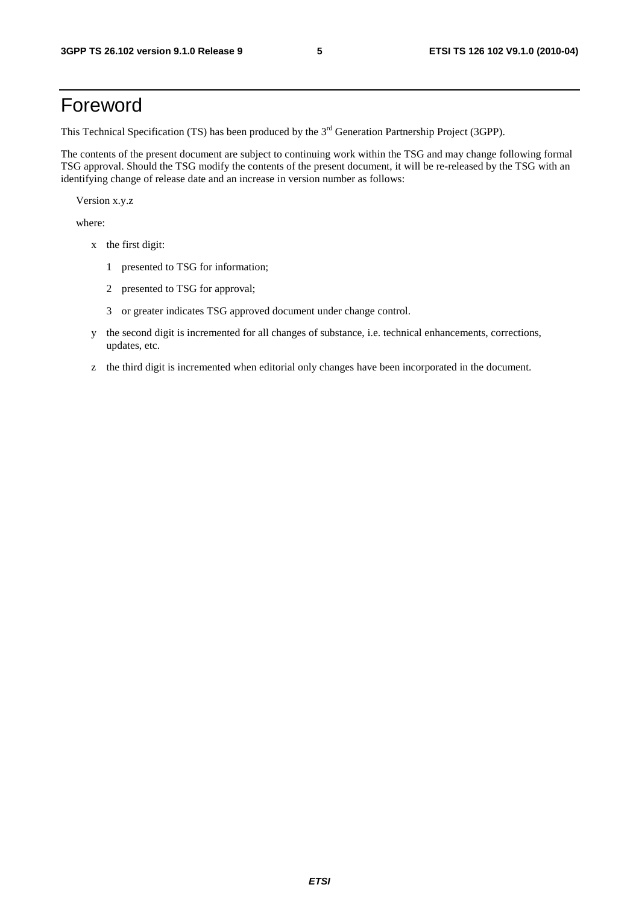# Foreword

This Technical Specification (TS) has been produced by the 3rd Generation Partnership Project (3GPP).

The contents of the present document are subject to continuing work within the TSG and may change following formal TSG approval. Should the TSG modify the contents of the present document, it will be re-released by the TSG with an identifying change of release date and an increase in version number as follows:

Version x.y.z

where:

- x the first digit:
  - 1 presented to TSG for information;
  - 2 presented to TSG for approval;
  - 3 or greater indicates TSG approved document under change control.
- y the second digit is incremented for all changes of substance, i.e. technical enhancements, corrections, updates, etc.
- z the third digit is incremented when editorial only changes have been incorporated in the document.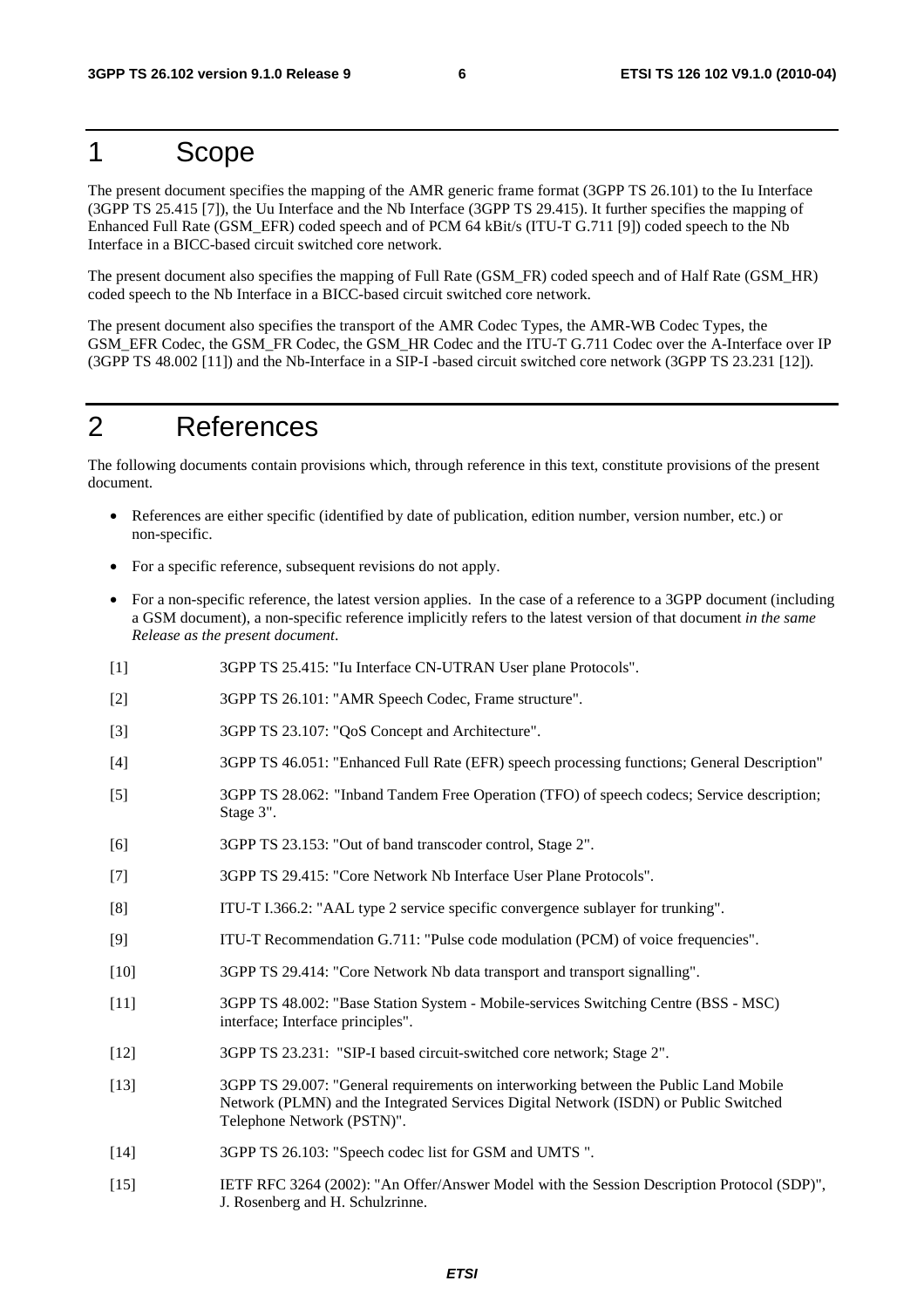# 1 Scope

The present document specifies the mapping of the AMR generic frame format (3GPP TS 26.101) to the Iu Interface (3GPP TS 25.415 [7]), the Uu Interface and the Nb Interface (3GPP TS 29.415). It further specifies the mapping of Enhanced Full Rate (GSM_EFR) coded speech and of PCM 64 kBit/s (ITU-T G.711 [9]) coded speech to the Nb Interface in a BICC-based circuit switched core network.

The present document also specifies the mapping of Full Rate (GSM_FR) coded speech and of Half Rate (GSM_HR) coded speech to the Nb Interface in a BICC-based circuit switched core network.

The present document also specifies the transport of the AMR Codec Types, the AMR-WB Codec Types, the GSM_EFR Codec, the GSM_FR Codec, the GSM_HR Codec and the ITU-T G.711 Codec over the A-Interface over IP (3GPP TS 48.002 [11]) and the Nb-Interface in a SIP-I -based circuit switched core network (3GPP TS 23.231 [12]).

# 2 References

The following documents contain provisions which, through reference in this text, constitute provisions of the present document.

- References are either specific (identified by date of publication, edition number, version number, etc.) or non-specific.
- For a specific reference, subsequent revisions do not apply.
- For a non-specific reference, the latest version applies. In the case of a reference to a 3GPP document (including a GSM document), a non-specific reference implicitly refers to the latest version of that document *in the same Release as the present document*.

[1] 3GPP TS 25.415: "Iu Interface CN-UTRAN User plane Protocols".

[2] 3GPP TS 26.101: "AMR Speech Codec, Frame structure".

[3] 3GPP TS 23.107: "QoS Concept and Architecture".

[4] 3GPP TS 46.051: "Enhanced Full Rate (EFR) speech processing functions; General Description"

[5] 3GPP TS 28.062: "Inband Tandem Free Operation (TFO) of speech codecs; Service description; Stage 3".

[6] 3GPP TS 23.153: "Out of band transcoder control, Stage 2".

[7] 3GPP TS 29.415: "Core Network Nb Interface User Plane Protocols".

[8] ITU-T I.366.2: "AAL type 2 service specific convergence sublayer for trunking".

[9] ITU-T Recommendation G.711: "Pulse code modulation (PCM) of voice frequencies".

[10] 3GPP TS 29.414: "Core Network Nb data transport and transport signalling".

[11] 3GPP TS 48.002: "Base Station System - Mobile-services Switching Centre (BSS - MSC) interface; Interface principles".

[12] 3GPP TS 23.231: "SIP-I based circuit-switched core network; Stage 2".

[13] 3GPP TS 29.007: "General requirements on interworking between the Public Land Mobile Network (PLMN) and the Integrated Services Digital Network (ISDN) or Public Switched Telephone Network (PSTN)".

[14] 3GPP TS 26.103: "Speech codec list for GSM and UMTS ".

[15] IETF RFC 3264 (2002): "An Offer/Answer Model with the Session Description Protocol (SDP)", J. Rosenberg and H. Schulzrinne.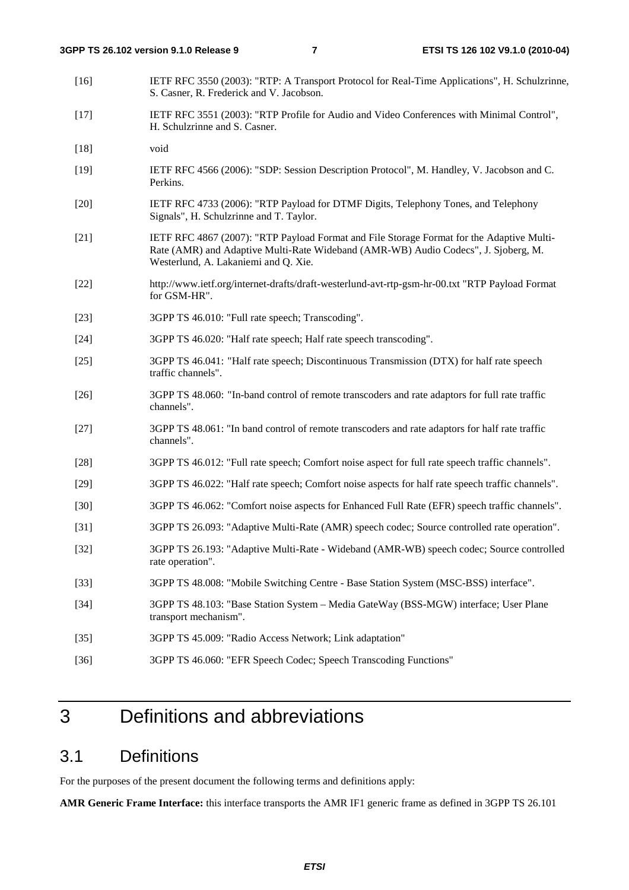[16] IETF RFC 3550 (2003): "RTP: A Transport Protocol for Real-Time Applications", H. Schulzrinne, S. Casner, R. Frederick and V. Jacobson.

[17] IETF RFC 3551 (2003): "RTP Profile for Audio and Video Conferences with Minimal Control", H. Schulzrinne and S. Casner.

[18] void

[19] IETF RFC 4566 (2006): "SDP: Session Description Protocol", M. Handley, V. Jacobson and C. Perkins.

[20] IETF RFC 4733 (2006): "RTP Payload for DTMF Digits, Telephony Tones, and Telephony Signals", H. Schulzrinne and T. Taylor.

[21] IETF RFC 4867 (2007): "RTP Payload Format and File Storage Format for the Adaptive Multi-Rate (AMR) and Adaptive Multi-Rate Wideband (AMR-WB) Audio Codecs", J. Sjoberg, M. Westerlund, A. Lakaniemi and Q. Xie.

[22] http://www.ietf.org/internet-drafts/draft-westerlund-avt-rtp-gsm-hr-00.txt "RTP Payload Format for GSM-HR".

[23] 3GPP TS 46.010: "Full rate speech; Transcoding".

[24] 3GPP TS 46.020: "Half rate speech; Half rate speech transcoding".

[25] 3GPP TS 46.041: "Half rate speech; Discontinuous Transmission (DTX) for half rate speech traffic channels".

[26] 3GPP TS 48.060: "In-band control of remote transcoders and rate adaptors for full rate traffic channels".

[27] 3GPP TS 48.061: "In band control of remote transcoders and rate adaptors for half rate traffic channels".

[28] 3GPP TS 46.012: "Full rate speech; Comfort noise aspect for full rate speech traffic channels".

[29] 3GPP TS 46.022: "Half rate speech; Comfort noise aspects for half rate speech traffic channels".

[30] 3GPP TS 46.062: "Comfort noise aspects for Enhanced Full Rate (EFR) speech traffic channels".

[31] 3GPP TS 26.093: "Adaptive Multi-Rate (AMR) speech codec; Source controlled rate operation".

[32] 3GPP TS 26.193: "Adaptive Multi-Rate - Wideband (AMR-WB) speech codec; Source controlled rate operation".

[33] 3GPP TS 48.008: "Mobile Switching Centre - Base Station System (MSC-BSS) interface".

[34] 3GPP TS 48.103: "Base Station System – Media GateWay (BSS-MGW) interface; User Plane transport mechanism".

[35] 3GPP TS 45.009: "Radio Access Network; Link adaptation"

[36] 3GPP TS 46.060: "EFR Speech Codec; Speech Transcoding Functions"

# 3 Definitions and abbreviations

## 3.1 Definitions

For the purposes of the present document the following terms and definitions apply:

**AMR Generic Frame Interface:** this interface transports the AMR IF1 generic frame as defined in 3GPP TS 26.101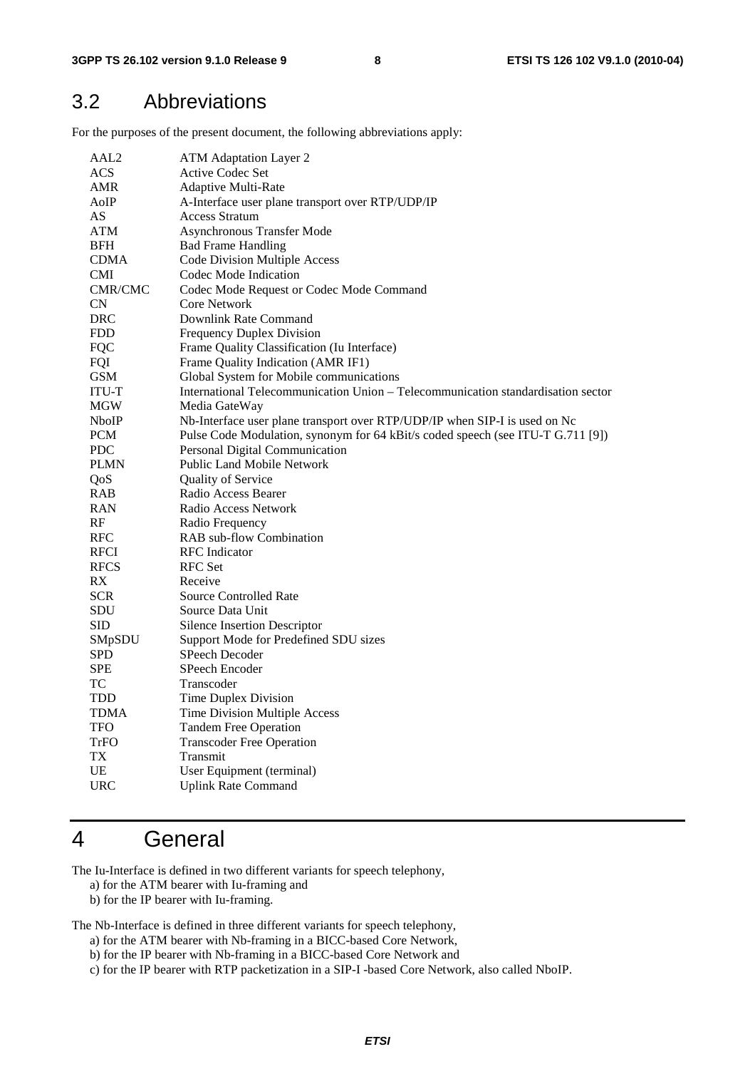## 3.2 Abbreviations

For the purposes of the present document, the following abbreviations apply:

| | |
|---|---|
| AAL2 | ATM Adaptation Layer 2 |
| ACS | Active Codec Set |
| AMR | Adaptive Multi-Rate |
| AoIP | A-Interface user plane transport over RTP/UDP/IP |
| AS | Access Stratum |
| ATM | Asynchronous Transfer Mode |
| BFH | Bad Frame Handling |
| CDMA | Code Division Multiple Access |
| CMI | Codec Mode Indication |
| CMR/CMC | Codec Mode Request or Codec Mode Command |
| CN | Core Network |
| DRC | Downlink Rate Command |
| FDD | Frequency Duplex Division |
| FQC | Frame Quality Classification (Iu Interface) |
| FQI | Frame Quality Indication (AMR IF1) |
| GSM | Global System for Mobile communications |
| ITU-T | International Telecommunication Union – Telecommunication standardisation sector |
| MGW | Media GateWay |
| NboIP | Nb-Interface user plane transport over RTP/UDP/IP when SIP-I is used on Nc |
| PCM | Pulse Code Modulation, synonym for 64 kBit/s coded speech (see ITU-T G.711 [9]) |
| PDC | Personal Digital Communication |
| PLMN | Public Land Mobile Network |
| QoS | Quality of Service |
| RAB | Radio Access Bearer |
| RAN | Radio Access Network |
| RF | Radio Frequency |
| RFC | RAB sub-flow Combination |
| RFCI | RFC Indicator |
| RFCS | RFC Set |
| RX | Receive |
| SCR | Source Controlled Rate |
| SDU | Source Data Unit |
| SID | Silence Insertion Descriptor |
| SMpSDU | Support Mode for Predefined SDU sizes |
| SPD | SPeech Decoder |
| SPE | SPeech Encoder |
| TC | Transcoder |
| TDD | Time Duplex Division |
| TDMA | Time Division Multiple Access |
| TFO | Tandem Free Operation |
| TrFO | Transcoder Free Operation |
| TX | Transmit |
| UE | User Equipment (terminal) |
| URC | Uplink Rate Command |

# 4 General

The Iu-Interface is defined in two different variants for speech telephony,

a) for the ATM bearer with Iu-framing and

b) for the IP bearer with Iu-framing.

The Nb-Interface is defined in three different variants for speech telephony,

a) for the ATM bearer with Nb-framing in a BICC-based Core Network,

b) for the IP bearer with Nb-framing in a BICC-based Core Network and

c) for the IP bearer with RTP packetization in a SIP-I -based Core Network, also called NboIP.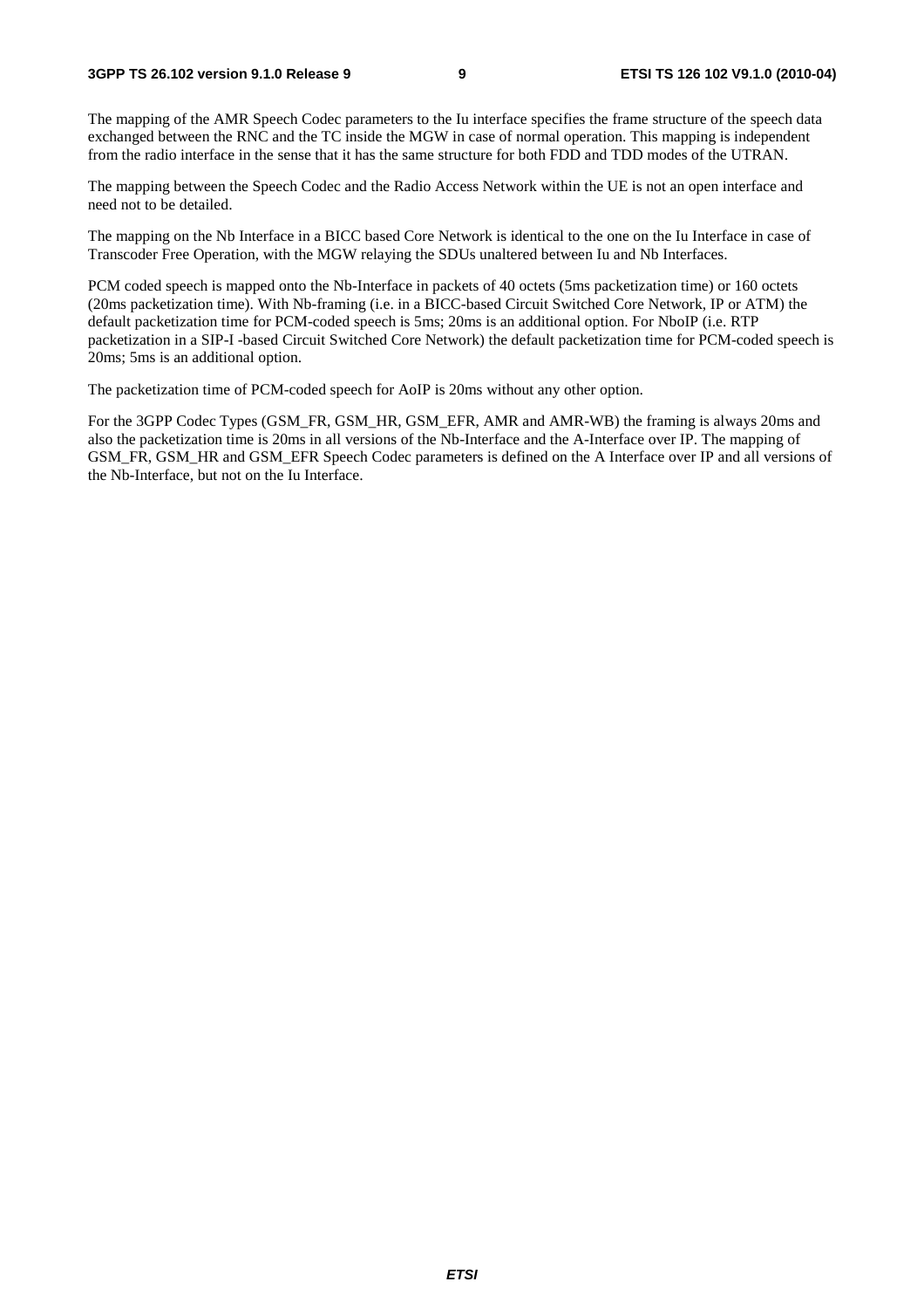The mapping of the AMR Speech Codec parameters to the Iu interface specifies the frame structure of the speech data exchanged between the RNC and the TC inside the MGW in case of normal operation. This mapping is independent from the radio interface in the sense that it has the same structure for both FDD and TDD modes of the UTRAN.

The mapping between the Speech Codec and the Radio Access Network within the UE is not an open interface and need not to be detailed.

The mapping on the Nb Interface in a BICC based Core Network is identical to the one on the Iu Interface in case of Transcoder Free Operation, with the MGW relaying the SDUs unaltered between Iu and Nb Interfaces.

PCM coded speech is mapped onto the Nb-Interface in packets of 40 octets (5ms packetization time) or 160 octets (20ms packetization time). With Nb-framing (i.e. in a BICC-based Circuit Switched Core Network, IP or ATM) the default packetization time for PCM-coded speech is 5ms; 20ms is an additional option. For NboIP (i.e. RTP packetization in a SIP-I -based Circuit Switched Core Network) the default packetization time for PCM-coded speech is 20ms; 5ms is an additional option.

The packetization time of PCM-coded speech for AoIP is 20ms without any other option.

For the 3GPP Codec Types (GSM_FR, GSM_HR, GSM_EFR, AMR and AMR-WB) the framing is always 20ms and also the packetization time is 20ms in all versions of the Nb-Interface and the A-Interface over IP. The mapping of GSM_FR, GSM_HR and GSM_EFR Speech Codec parameters is defined on the A Interface over IP and all versions of the Nb-Interface, but not on the Iu Interface.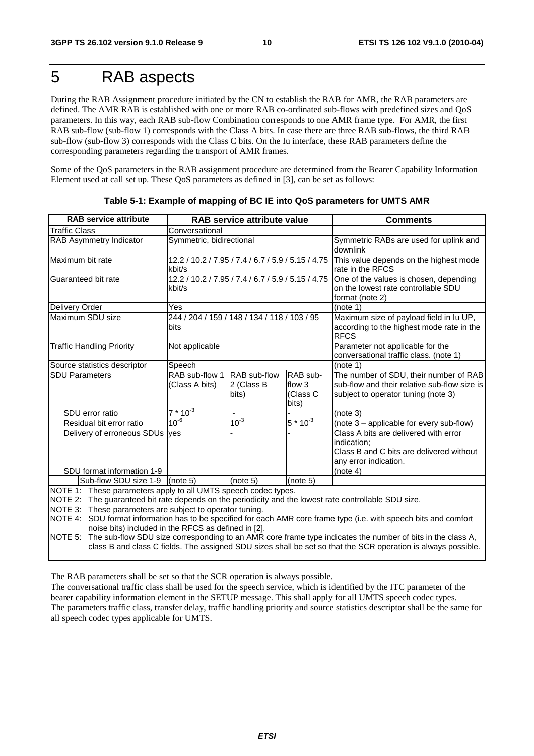# 5 RAB aspects

During the RAB Assignment procedure initiated by the CN to establish the RAB for AMR, the RAB parameters are defined. The AMR RAB is established with one or more RAB co-ordinated sub-flows with predefined sizes and QoS parameters. In this way, each RAB sub-flow Combination corresponds to one AMR frame type. For AMR, the first RAB sub-flow (sub-flow 1) corresponds with the Class A bits. In case there are three RAB sub-flows, the third RAB sub-flow (sub-flow 3) corresponds with the Class C bits. On the Iu interface, these RAB parameters define the corresponding parameters regarding the transport of AMR frames.

Some of the QoS parameters in the RAB assignment procedure are determined from the Bearer Capability Information Element used at call set up. These QoS parameters as defined in [3], can be set as follows:

**Table 5-1: Example of mapping of BC IE into QoS parameters for UMTS AMR**

| RAB service attribute | RAB service attribute value | | | Comments |
|---|---|---|---|---|
| Traffic Class | Conversational | | | |
| RAB Asymmetry Indicator | Symmetric, bidirectional | | | Symmetric RABs are used for uplink and downlink |
| Maximum bit rate | 12.2 / 10.2 / 7.95 / 7.4 / 6.7 / 5.9 / 5.15 / 4.75 kbit/s | | | This value depends on the highest mode rate in the RFCS |
| Guaranteed bit rate | 12.2 / 10.2 / 7.95 / 7.4 / 6.7 / 5.9 / 5.15 / 4.75 kbit/s | | | One of the values is chosen, depending on the lowest rate controllable SDU format (note 2) |
| Delivery Order | Yes | | | (note 1) |
| Maximum SDU size | 244 / 204 / 159 / 148 / 134 / 118 / 103 / 95 bits | | | Maximum size of payload field in Iu UP, according to the highest mode rate in the RFCS |
| Traffic Handling Priority | Not applicable | | | Parameter not applicable for the conversational traffic class. (note 1) |
| Source statistics descriptor | Speech | | | (note 1) |
| SDU Parameters | RAB sub-flow 1 (Class A bits) | RAB sub-flow 2 (Class B bits) | RAB sub-flow 3 (Class C bits) | The number of SDU, their number of RAB sub-flow and their relative sub-flow size is subject to operator tuning (note 3) |
| SDU error ratio | $7 * 10^{-3}$ | - | - | (note 3) |
| Residual bit error ratio | $10^{-6}$ | $10^{-3}$ | $5 * 10^{-3}$ | (note 3 – applicable for every sub-flow) |
| Delivery of erroneous SDUs | yes | - | - | Class A bits are delivered with error indication;<br>Class B and C bits are delivered without any error indication. |
| SDU format information 1-9 | | | | (note 4) |
| Sub-flow SDU size 1-9 | (note 5) | (note 5) | (note 5) | |

NOTE 1: These parameters apply to all UMTS speech codec types.
NOTE 2: The guaranteed bit rate depends on the periodicity and the lowest rate controllable SDU size.
NOTE 3: These parameters are subject to operator tuning.
NOTE 4: SDU format information has to be specified for each AMR core frame type (i.e. with speech bits and comfort noise bits) included in the RFCS as defined in [2].
NOTE 5: The sub-flow SDU size corresponding to an AMR core frame type indicates the number of bits in the class A, class B and class C fields. The assigned SDU sizes shall be set so that the SCR operation is always possible.

The RAB parameters shall be set so that the SCR operation is always possible.
The conversational traffic class shall be used for the speech service, which is identified by the ITC parameter of the bearer capability information element in the SETUP message. This shall apply for all UMTS speech codec types.
The parameters traffic class, transfer delay, traffic handling priority and source statistics descriptor shall be the same for all speech codec types applicable for UMTS.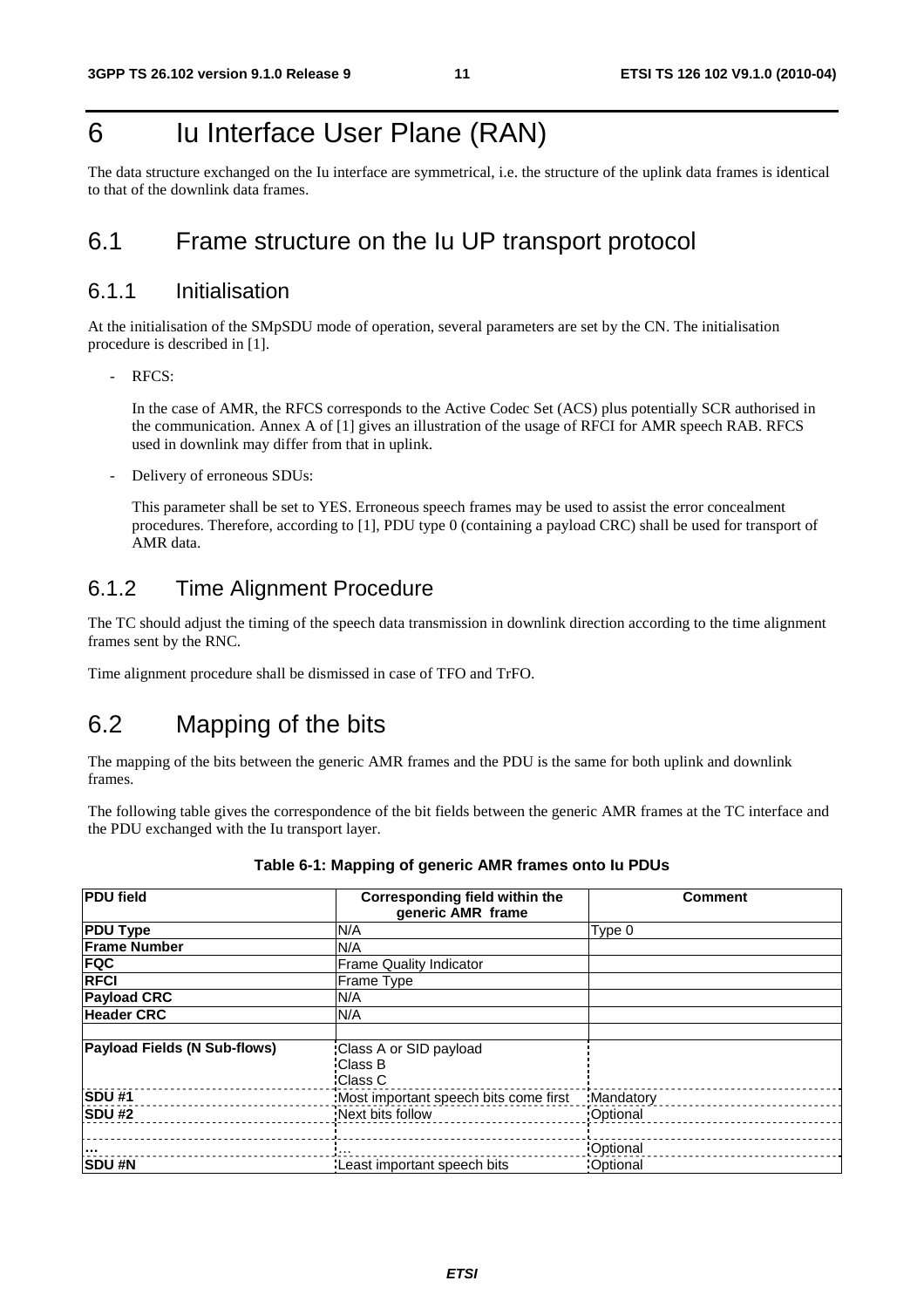# 6 Iu Interface User Plane (RAN)

The data structure exchanged on the Iu interface are symmetrical, i.e. the structure of the uplink data frames is identical to that of the downlink data frames.

## 6.1 Frame structure on the Iu UP transport protocol

### 6.1.1 Initialisation

At the initialisation of the SMpSDU mode of operation, several parameters are set by the CN. The initialisation procedure is described in [1].

- RFCS:

  In the case of AMR, the RFCS corresponds to the Active Codec Set (ACS) plus potentially SCR authorised in the communication. Annex A of [1] gives an illustration of the usage of RFCI for AMR speech RAB. RFCS used in downlink may differ from that in uplink.

- Delivery of erroneous SDUs:

  This parameter shall be set to YES. Erroneous speech frames may be used to assist the error concealment procedures. Therefore, according to [1], PDU type 0 (containing a payload CRC) shall be used for transport of AMR data.

### 6.1.2 Time Alignment Procedure

The TC should adjust the timing of the speech data transmission in downlink direction according to the time alignment frames sent by the RNC.

Time alignment procedure shall be dismissed in case of TFO and TrFO.

## 6.2 Mapping of the bits

The mapping of the bits between the generic AMR frames and the PDU is the same for both uplink and downlink frames.

The following table gives the correspondence of the bit fields between the generic AMR frames at the TC interface and the PDU exchanged with the Iu transport layer.

**Table 6-1: Mapping of generic AMR frames onto Iu PDUs**

| PDU field | Corresponding field within the generic AMR frame | Comment |
|---|---|---|
| **PDU Type** | N/A | Type 0 |
| **Frame Number** | N/A | |
| **FQC** | Frame Quality Indicator | |
| **RFCI** | Frame Type | |
| **Payload CRC** | N/A | |
| **Header CRC** | N/A | |
| | | |
| **Payload Fields (N Sub-flows)** | Class A or SID payload<br>Class B<br>Class C | |
| **SDU #1** | Most important speech bits come first | Mandatory |
| **SDU #2** | Next bits follow | Optional |
| | | |
| **…** | … | Optional |
| **SDU #N** | Least important speech bits | Optional |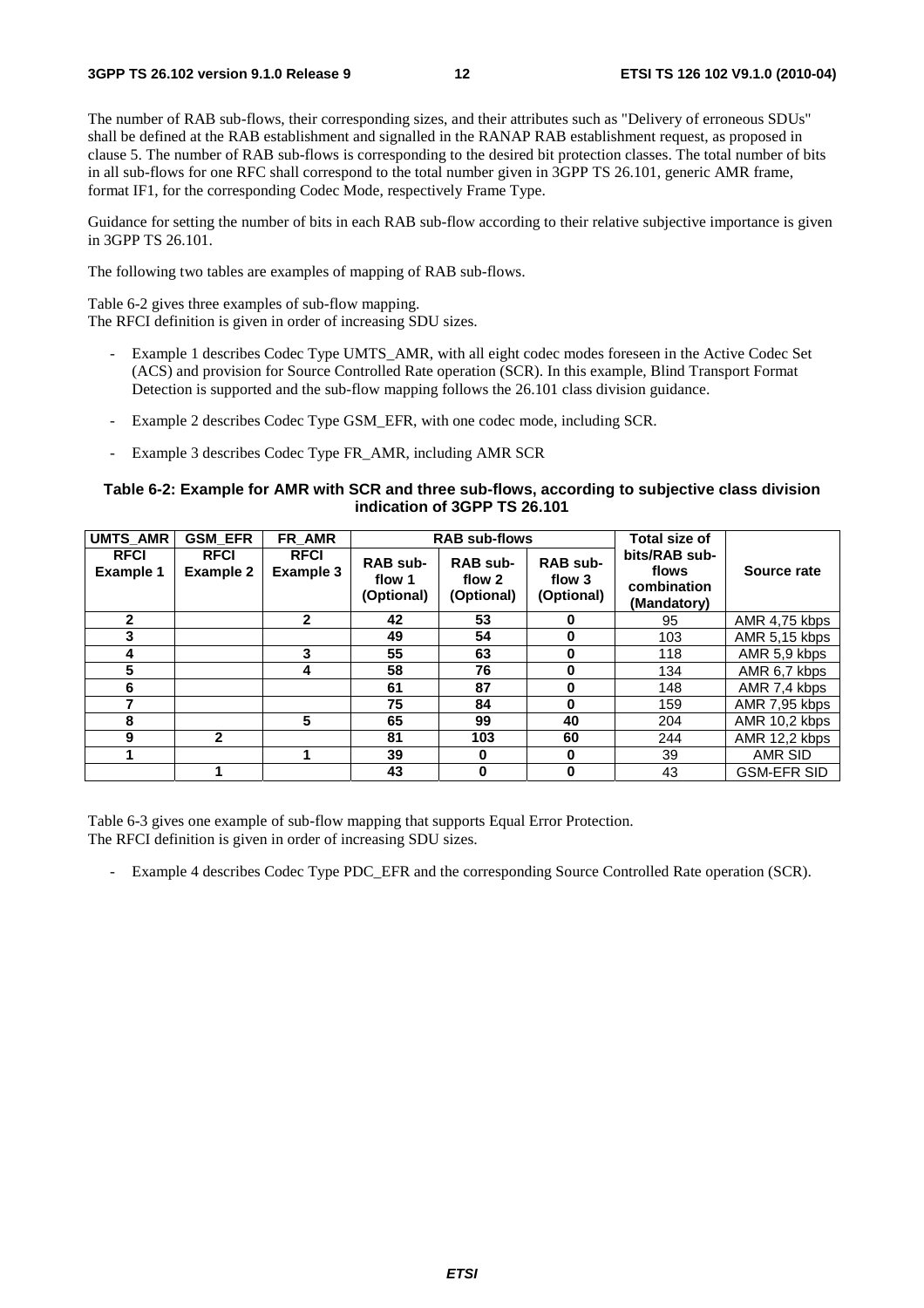The number of RAB sub-flows, their corresponding sizes, and their attributes such as "Delivery of erroneous SDUs" shall be defined at the RAB establishment and signalled in the RANAP RAB establishment request, as proposed in clause 5. The number of RAB sub-flows is corresponding to the desired bit protection classes. The total number of bits in all sub-flows for one RFC shall correspond to the total number given in 3GPP TS 26.101, generic AMR frame, format IF1, for the corresponding Codec Mode, respectively Frame Type.

Guidance for setting the number of bits in each RAB sub-flow according to their relative subjective importance is given in 3GPP TS 26.101.

The following two tables are examples of mapping of RAB sub-flows.

Table 6-2 gives three examples of sub-flow mapping.
The RFCI definition is given in order of increasing SDU sizes.

- Example 1 describes Codec Type UMTS_AMR, with all eight codec modes foreseen in the Active Codec Set (ACS) and provision for Source Controlled Rate operation (SCR). In this example, Blind Transport Format Detection is supported and the sub-flow mapping follows the 26.101 class division guidance.
- Example 2 describes Codec Type GSM_EFR, with one codec mode, including SCR.
- Example 3 describes Codec Type FR_AMR, including AMR SCR

**Table 6-2: Example for AMR with SCR and three sub-flows, according to subjective class division indication of 3GPP TS 26.101**

| UMTS_AMR | GSM_EFR | FR_AMR | RAB sub-flows | | | Total size of bits/RAB sub-flows combination (Mandatory) | Source rate |
|---|---|---|---|---|---|---|---|
| RFCI Example 1 | RFCI Example 2 | RFCI Example 3 | RAB sub-flow 1 (Optional) | RAB sub-flow 2 (Optional) | RAB sub-flow 3 (Optional) | | |
| 2 | | 2 | 42 | 53 | 0 | 95 | AMR 4,75 kbps |
| 3 | | | 49 | 54 | 0 | 103 | AMR 5,15 kbps |
| 4 | | 3 | 55 | 63 | 0 | 118 | AMR 5,9 kbps |
| 5 | | 4 | 58 | 76 | 0 | 134 | AMR 6,7 kbps |
| 6 | | | 61 | 87 | 0 | 148 | AMR 7,4 kbps |
| 7 | | | 75 | 84 | 0 | 159 | AMR 7,95 kbps |
| 8 | | 5 | 65 | 99 | 40 | 204 | AMR 10,2 kbps |
| 9 | 2 | | 81 | 103 | 60 | 244 | AMR 12,2 kbps |
| 1 | | 1 | 39 | 0 | 0 | 39 | AMR SID |
| | 1 | | 43 | 0 | 0 | 43 | GSM-EFR SID |

Table 6-3 gives one example of sub-flow mapping that supports Equal Error Protection.
The RFCI definition is given in order of increasing SDU sizes.

- Example 4 describes Codec Type PDC_EFR and the corresponding Source Controlled Rate operation (SCR).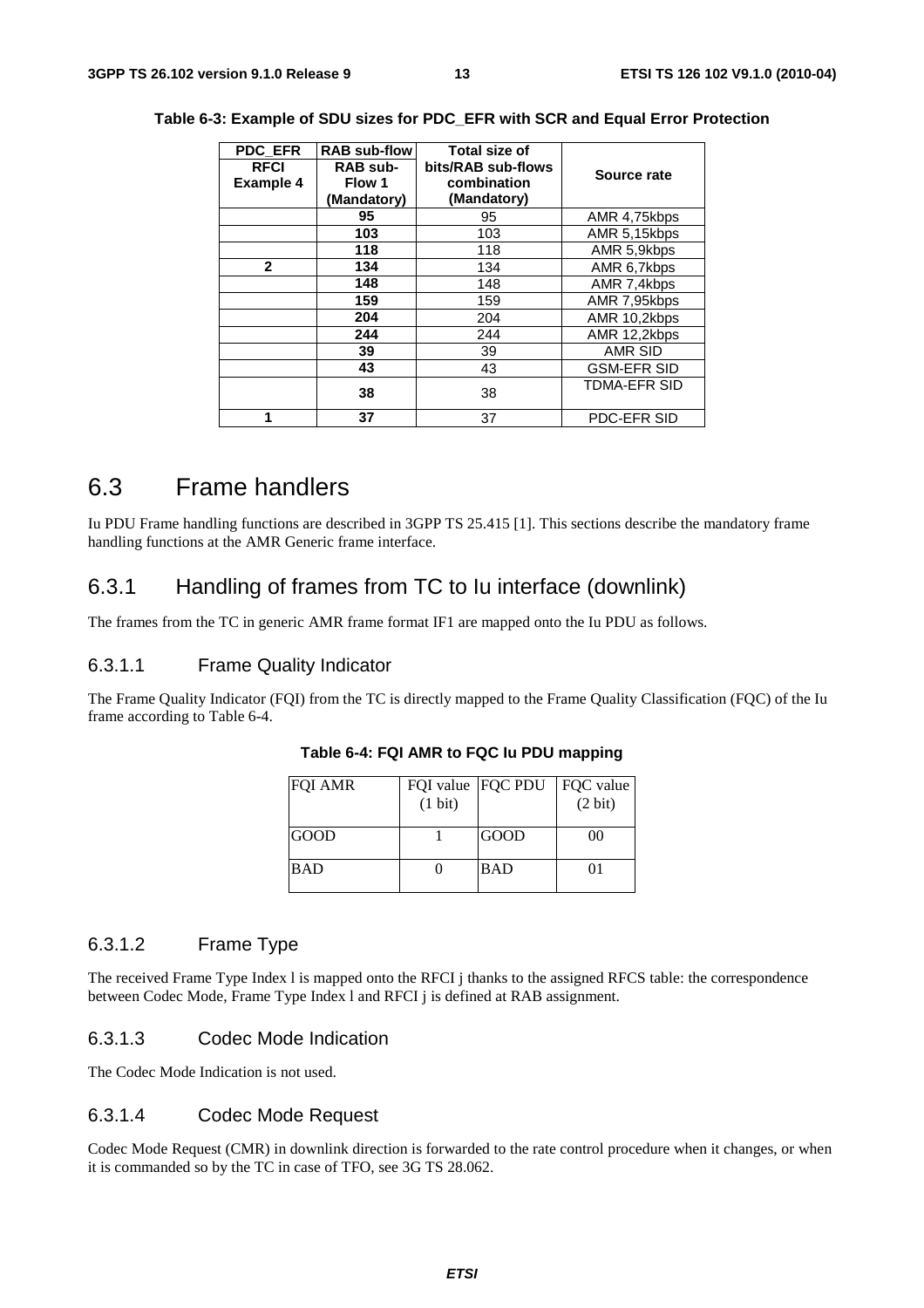**Table 6-3: Example of SDU sizes for PDC_EFR with SCR and Equal Error Protection**

| PDC_EFR RFCI Example 4 | RAB sub-flow RAB sub-Flow 1 (Mandatory) | Total size of bits/RAB sub-flows combination (Mandatory) | Source rate |
|---|---|---|---|
| | **95** | 95 | AMR 4,75kbps |
| | **103** | 103 | AMR 5,15kbps |
| | **118** | 118 | AMR 5,9kbps |
| **2** | **134** | 134 | AMR 6,7kbps |
| | **148** | 148 | AMR 7,4kbps |
| | **159** | 159 | AMR 7,95kbps |
| | **204** | 204 | AMR 10,2kbps |
| | **244** | 244 | AMR 12,2kbps |
| | **39** | 39 | AMR SID |
| | **43** | 43 | GSM-EFR SID |
| | **38** | 38 | TDMA-EFR SID |
| **1** | **37** | 37 | PDC-EFR SID |

# 6.3 Frame handlers

Iu PDU Frame handling functions are described in 3GPP TS 25.415 [1]. This sections describe the mandatory frame handling functions at the AMR Generic frame interface.

## 6.3.1 Handling of frames from TC to Iu interface (downlink)

The frames from the TC in generic AMR frame format IF1 are mapped onto the Iu PDU as follows.

### 6.3.1.1 Frame Quality Indicator

The Frame Quality Indicator (FQI) from the TC is directly mapped to the Frame Quality Classification (FQC) of the Iu frame according to Table 6-4.

**Table 6-4: FQI AMR to FQC Iu PDU mapping**

| FQI AMR | FQI value (1 bit) | FQC PDU | FQC value (2 bit) |
|---|---|---|---|
| GOOD | 1 | GOOD | 00 |
| BAD | 0 | BAD | 01 |

### 6.3.1.2 Frame Type

The received Frame Type Index l is mapped onto the RFCI j thanks to the assigned RFCS table: the correspondence between Codec Mode, Frame Type Index l and RFCI j is defined at RAB assignment.

### 6.3.1.3 Codec Mode Indication

The Codec Mode Indication is not used.

### 6.3.1.4 Codec Mode Request

Codec Mode Request (CMR) in downlink direction is forwarded to the rate control procedure when it changes, or when it is commanded so by the TC in case of TFO, see 3G TS 28.062.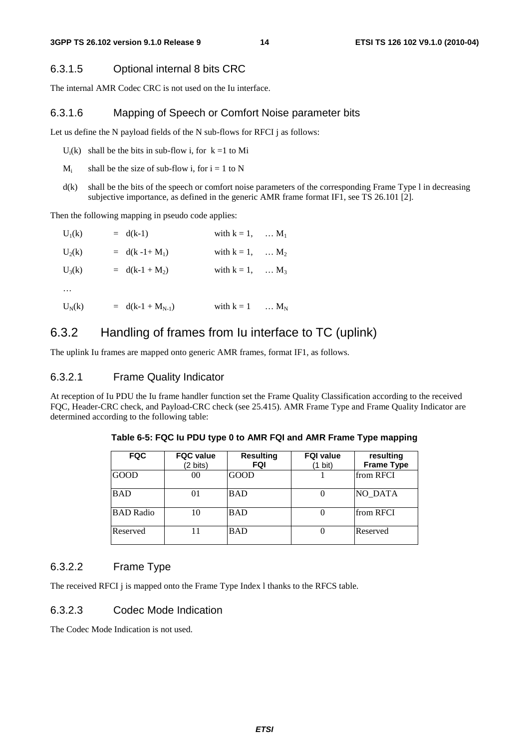#### 6.3.1.5 Optional internal 8 bits CRC

The internal AMR Codec CRC is not used on the Iu interface.

#### 6.3.1.6 Mapping of Speech or Comfort Noise parameter bits

Let us define the N payload fields of the N sub-flows for RFCI j as follows:

- $U_i(k)$ shall be the bits in sub-flow i, for k =1 to Mi
- $M_i$ shall be the size of sub-flow i, for i = 1 to N
- d(k) shall be the bits of the speech or comfort noise parameters of the corresponding Frame Type l in decreasing subjective importance, as defined in the generic AMR frame format IF1, see TS 26.101 [2].

Then the following mapping in pseudo code applies:

$U_1(k) = d(k-1)$ with $k = 1, \dots M_1$

$U_2(k) = d(k -1+ M_1)$ with $k = 1, \dots M_2$

$U_3(k) = d(k-1 + M_2)$ with $k = 1, \dots M_3$

…

$U_N(k) = d(k-1 + M_{N-1})$ with $k = 1 \dots M_N$

### 6.3.2 Handling of frames from Iu interface to TC (uplink)

The uplink Iu frames are mapped onto generic AMR frames, format IF1, as follows.

#### 6.3.2.1 Frame Quality Indicator

At reception of Iu PDU the Iu frame handler function set the Frame Quality Classification according to the received FQC, Header-CRC check, and Payload-CRC check (see 25.415). AMR Frame Type and Frame Quality Indicator are determined according to the following table:

**Table 6-5: FQC Iu PDU type 0 to AMR FQI and AMR Frame Type mapping**

| FQC | FQC value (2 bits) | Resulting FQI | FQI value (1 bit) | resulting Frame Type |
|---|---|---|---|---|
| GOOD | 00 | GOOD | 1 | from RFCI |
| BAD | 01 | BAD | 0 | NO_DATA |
| BAD Radio | 10 | BAD | 0 | from RFCI |
| Reserved | 11 | BAD | 0 | Reserved |

#### 6.3.2.2 Frame Type

The received RFCI j is mapped onto the Frame Type Index l thanks to the RFCS table.

#### 6.3.2.3 Codec Mode Indication

The Codec Mode Indication is not used.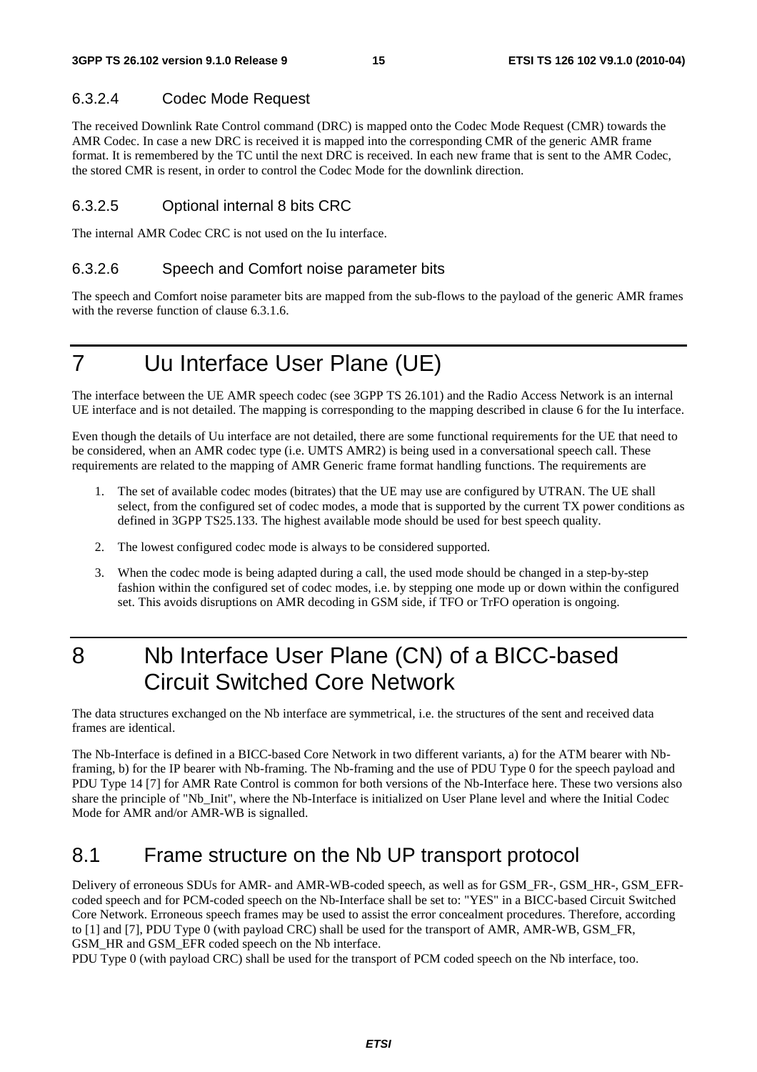#### 6.3.2.4 Codec Mode Request

The received Downlink Rate Control command (DRC) is mapped onto the Codec Mode Request (CMR) towards the AMR Codec. In case a new DRC is received it is mapped into the corresponding CMR of the generic AMR frame format. It is remembered by the TC until the next DRC is received. In each new frame that is sent to the AMR Codec, the stored CMR is resent, in order to control the Codec Mode for the downlink direction.

#### 6.3.2.5 Optional internal 8 bits CRC

The internal AMR Codec CRC is not used on the Iu interface.

#### 6.3.2.6 Speech and Comfort noise parameter bits

The speech and Comfort noise parameter bits are mapped from the sub-flows to the payload of the generic AMR frames with the reverse function of clause 6.3.1.6.

# 7 Uu Interface User Plane (UE)

The interface between the UE AMR speech codec (see 3GPP TS 26.101) and the Radio Access Network is an internal UE interface and is not detailed. The mapping is corresponding to the mapping described in clause 6 for the Iu interface.

Even though the details of Uu interface are not detailed, there are some functional requirements for the UE that need to be considered, when an AMR codec type (i.e. UMTS AMR2) is being used in a conversational speech call. These requirements are related to the mapping of AMR Generic frame format handling functions. The requirements are

1. The set of available codec modes (bitrates) that the UE may use are configured by UTRAN. The UE shall select, from the configured set of codec modes, a mode that is supported by the current TX power conditions as defined in 3GPP TS25.133. The highest available mode should be used for best speech quality.
2. The lowest configured codec mode is always to be considered supported.
3. When the codec mode is being adapted during a call, the used mode should be changed in a step-by-step fashion within the configured set of codec modes, i.e. by stepping one mode up or down within the configured set. This avoids disruptions on AMR decoding in GSM side, if TFO or TrFO operation is ongoing.

# 8 Nb Interface User Plane (CN) of a BICC-based Circuit Switched Core Network

The data structures exchanged on the Nb interface are symmetrical, i.e. the structures of the sent and received data frames are identical.

The Nb-Interface is defined in a BICC-based Core Network in two different variants, a) for the ATM bearer with Nb-framing, b) for the IP bearer with Nb-framing. The Nb-framing and the use of PDU Type 0 for the speech payload and PDU Type 14 [7] for AMR Rate Control is common for both versions of the Nb-Interface here. These two versions also share the principle of "Nb_Init", where the Nb-Interface is initialized on User Plane level and where the Initial Codec Mode for AMR and/or AMR-WB is signalled.

## 8.1 Frame structure on the Nb UP transport protocol

Delivery of erroneous SDUs for AMR- and AMR-WB-coded speech, as well as for GSM_FR-, GSM_HR-, GSM_EFR-coded speech and for PCM-coded speech on the Nb-Interface shall be set to: "YES" in a BICC-based Circuit Switched Core Network. Erroneous speech frames may be used to assist the error concealment procedures. Therefore, according to [1] and [7], PDU Type 0 (with payload CRC) shall be used for the transport of AMR, AMR-WB, GSM_FR, GSM_HR and GSM_EFR coded speech on the Nb interface.

PDU Type 0 (with payload CRC) shall be used for the transport of PCM coded speech on the Nb interface, too.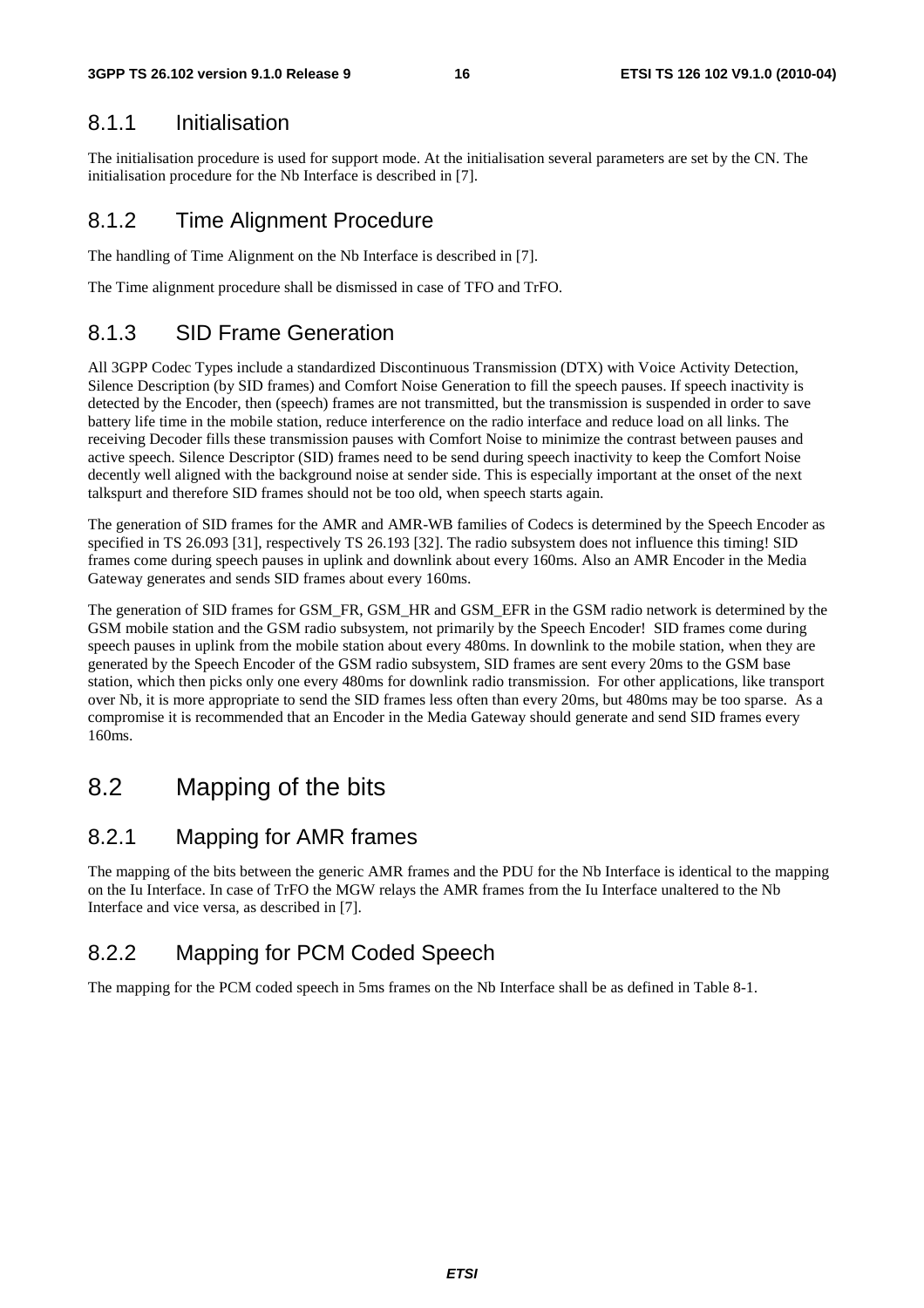### 8.1.1 Initialisation

The initialisation procedure is used for support mode. At the initialisation several parameters are set by the CN. The initialisation procedure for the Nb Interface is described in [7].

### 8.1.2 Time Alignment Procedure

The handling of Time Alignment on the Nb Interface is described in [7].

The Time alignment procedure shall be dismissed in case of TFO and TrFO.

### 8.1.3 SID Frame Generation

All 3GPP Codec Types include a standardized Discontinuous Transmission (DTX) with Voice Activity Detection, Silence Description (by SID frames) and Comfort Noise Generation to fill the speech pauses. If speech inactivity is detected by the Encoder, then (speech) frames are not transmitted, but the transmission is suspended in order to save battery life time in the mobile station, reduce interference on the radio interface and reduce load on all links. The receiving Decoder fills these transmission pauses with Comfort Noise to minimize the contrast between pauses and active speech. Silence Descriptor (SID) frames need to be send during speech inactivity to keep the Comfort Noise decently well aligned with the background noise at sender side. This is especially important at the onset of the next talkspurt and therefore SID frames should not be too old, when speech starts again.

The generation of SID frames for the AMR and AMR-WB families of Codecs is determined by the Speech Encoder as specified in TS 26.093 [31], respectively TS 26.193 [32]. The radio subsystem does not influence this timing! SID frames come during speech pauses in uplink and downlink about every 160ms. Also an AMR Encoder in the Media Gateway generates and sends SID frames about every 160ms.

The generation of SID frames for GSM_FR, GSM_HR and GSM_EFR in the GSM radio network is determined by the GSM mobile station and the GSM radio subsystem, not primarily by the Speech Encoder! SID frames come during speech pauses in uplink from the mobile station about every 480ms. In downlink to the mobile station, when they are generated by the Speech Encoder of the GSM radio subsystem, SID frames are sent every 20ms to the GSM base station, which then picks only one every 480ms for downlink radio transmission. For other applications, like transport over Nb, it is more appropriate to send the SID frames less often than every 20ms, but 480ms may be too sparse. As a compromise it is recommended that an Encoder in the Media Gateway should generate and send SID frames every 160ms.

## 8.2 Mapping of the bits

### 8.2.1 Mapping for AMR frames

The mapping of the bits between the generic AMR frames and the PDU for the Nb Interface is identical to the mapping on the Iu Interface. In case of TrFO the MGW relays the AMR frames from the Iu Interface unaltered to the Nb Interface and vice versa, as described in [7].

### 8.2.2 Mapping for PCM Coded Speech

The mapping for the PCM coded speech in 5ms frames on the Nb Interface shall be as defined in Table 8-1.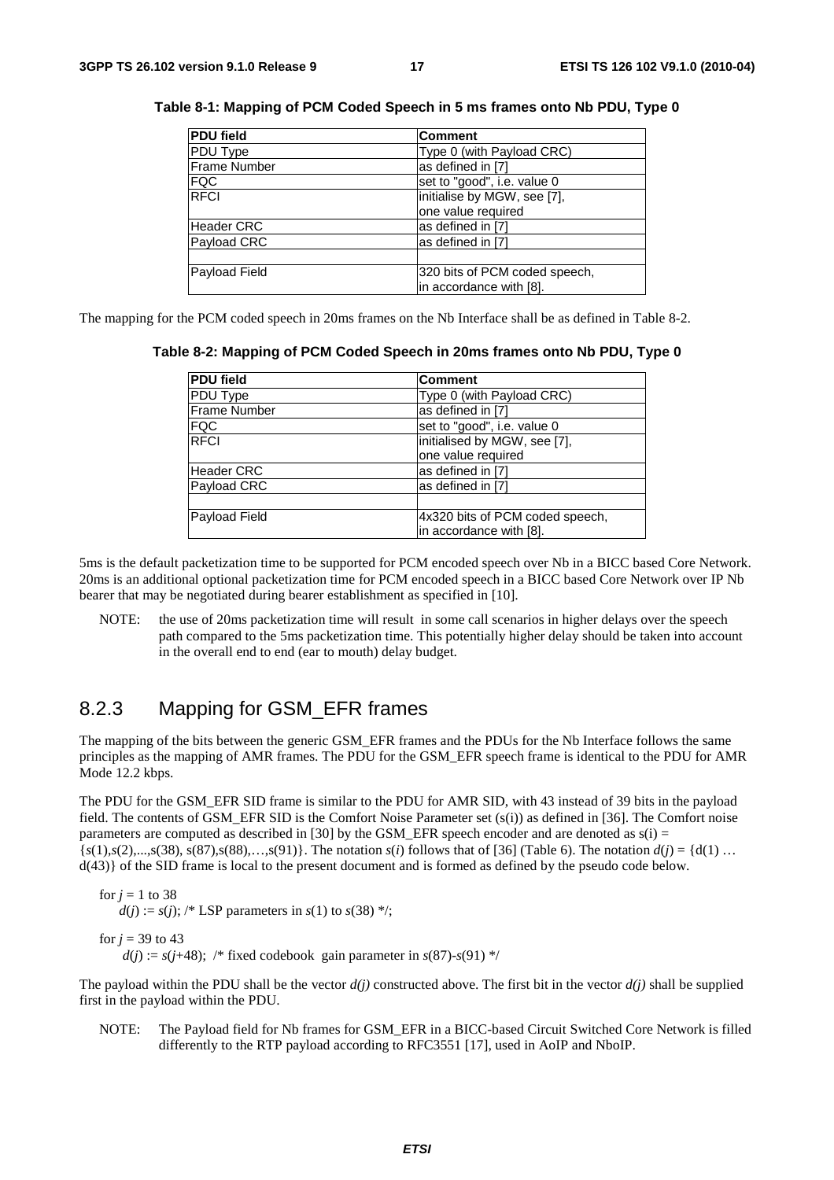**Table 8-1: Mapping of PCM Coded Speech in 5 ms frames onto Nb PDU, Type 0**

| PDU field | Comment |
|---|---|
| PDU Type | Type 0 (with Payload CRC) |
| Frame Number | as defined in [7] |
| FQC | set to "good", i.e. value 0 |
| RFCI | initialise by MGW, see [7], one value required |
| Header CRC | as defined in [7] |
| Payload CRC | as defined in [7] |
| | |
| Payload Field | 320 bits of PCM coded speech, in accordance with [8]. |

The mapping for the PCM coded speech in 20ms frames on the Nb Interface shall be as defined in Table 8-2.

**Table 8-2: Mapping of PCM Coded Speech in 20ms frames onto Nb PDU, Type 0**

| PDU field | Comment |
|---|---|
| PDU Type | Type 0 (with Payload CRC) |
| Frame Number | as defined in [7] |
| FQC | set to "good", i.e. value 0 |
| RFCI | initialised by MGW, see [7], one value required |
| Header CRC | as defined in [7] |
| Payload CRC | as defined in [7] |
| | |
| Payload Field | 4x320 bits of PCM coded speech, in accordance with [8]. |

5ms is the default packetization time to be supported for PCM encoded speech over Nb in a BICC based Core Network. 20ms is an additional optional packetization time for PCM encoded speech in a BICC based Core Network over IP Nb bearer that may be negotiated during bearer establishment as specified in [10].

NOTE: the use of 20ms packetization time will result in some call scenarios in higher delays over the speech path compared to the 5ms packetization time. This potentially higher delay should be taken into account in the overall end to end (ear to mouth) delay budget.

### 8.2.3 Mapping for GSM_EFR frames

The mapping of the bits between the generic GSM_EFR frames and the PDUs for the Nb Interface follows the same principles as the mapping of AMR frames. The PDU for the GSM_EFR speech frame is identical to the PDU for AMR Mode 12.2 kbps.

The PDU for the GSM_EFR SID frame is similar to the PDU for AMR SID, with 43 instead of 39 bits in the payload field. The contents of GSM_EFR SID is the Comfort Noise Parameter set (s(i)) as defined in [36]. The Comfort noise parameters are computed as described in [30] by the GSM_EFR speech encoder and are denoted as $s(i) = \{s(1),s(2),...,s(38), s(87),s(88),…,s(91)\}$. The notation $s(i)$ follows that of [36] (Table 6). The notation $d(j) = \{d(1) … d(43)\}$ of the SID frame is local to the present document and is formed as defined by the pseudo code below.

for $j$ = 1 to 38
  $d(j) := s(j)$; /* LSP parameters in $s(1)$ to $s(38)$ */;

for $j$ = 39 to 43
  $d(j) := s(j+48)$; /* fixed codebook gain parameter in $s(87)$-$s(91)$ */

The payload within the PDU shall be the vector $d(j)$ constructed above. The first bit in the vector $d(j)$ shall be supplied first in the payload within the PDU.

NOTE: The Payload field for Nb frames for GSM_EFR in a BICC-based Circuit Switched Core Network is filled differently to the RTP payload according to RFC3551 [17], used in AoIP and NboIP.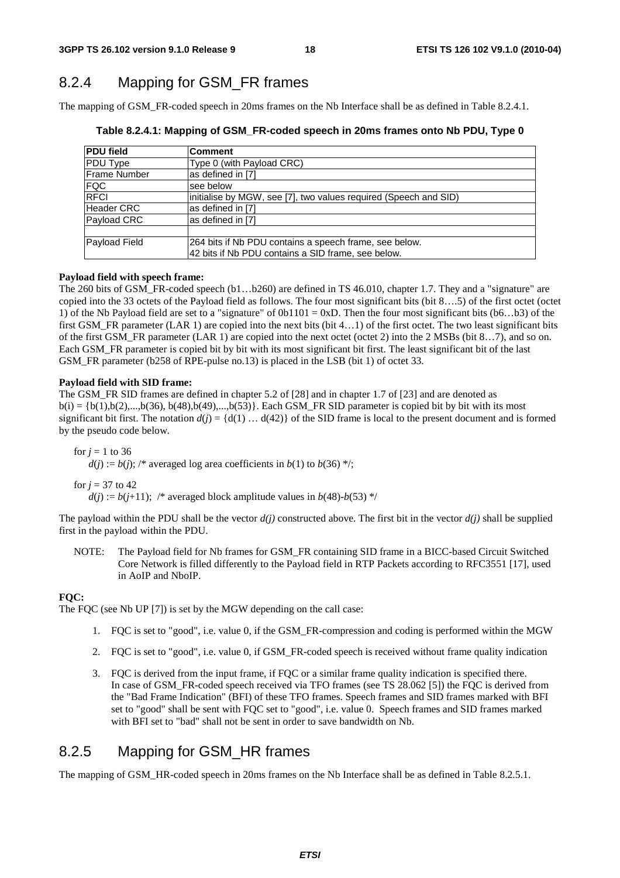## 8.2.4 Mapping for GSM_FR frames

The mapping of GSM_FR-coded speech in 20ms frames on the Nb Interface shall be as defined in Table 8.2.4.1.

**Table 8.2.4.1: Mapping of GSM_FR-coded speech in 20ms frames onto Nb PDU, Type 0**

| PDU field | Comment |
|---|---|
| PDU Type | Type 0 (with Payload CRC) |
| Frame Number | as defined in [7] |
| FQC | see below |
| RFCI | initialise by MGW, see [7], two values required (Speech and SID) |
| Header CRC | as defined in [7] |
| Payload CRC | as defined in [7] |
| | |
| Payload Field | 264 bits if Nb PDU contains a speech frame, see below.<br>42 bits if Nb PDU contains a SID frame, see below. |

**Payload field with speech frame:**

The 260 bits of GSM_FR-coded speech (b1…b260) are defined in TS 46.010, chapter 1.7. They and a "signature" are copied into the 33 octets of the Payload field as follows. The four most significant bits (bit 8….5) of the first octet (octet 1) of the Nb Payload field are set to a "signature" of 0b1101 = 0xD. Then the four most significant bits (b6…b3) of the first GSM_FR parameter (LAR 1) are copied into the next bits (bit 4…1) of the first octet. The two least significant bits of the first GSM_FR parameter (LAR 1) are copied into the next octet (octet 2) into the 2 MSBs (bit 8…7), and so on. Each GSM_FR parameter is copied bit by bit with its most significant bit first. The least significant bit of the last GSM_FR parameter (b258 of RPE-pulse no.13) is placed in the LSB (bit 1) of octet 33.

**Payload field with SID frame:**

The GSM_FR SID frames are defined in chapter 5.2 of [28] and in chapter 1.7 of [23] and are denoted as $b(i) = \{b(1),b(2),...,b(36), b(48),b(49),...,b(53)\}$. Each GSM_FR SID parameter is copied bit by bit with its most significant bit first. The notation $d(j) = \{d(1) \dots d(42)\}$ of the SID frame is local to the present document and is formed by the pseudo code below.

for $j$ = 1 to 36
  $d(j) := b(j)$; /* averaged log area coefficients in $b(1)$ to $b(36)$ */;

for $j$ = 37 to 42
  $d(j) := b(j+11)$; /* averaged block amplitude values in $b(48)$-$b(53)$ */

The payload within the PDU shall be the vector $d(j)$ constructed above. The first bit in the vector $d(j)$ shall be supplied first in the payload within the PDU.

NOTE: The Payload field for Nb frames for GSM_FR containing SID frame in a BICC-based Circuit Switched Core Network is filled differently to the Payload field in RTP Packets according to RFC3551 [17], used in AoIP and NboIP.

**FQC:**

The FQC (see Nb UP [7]) is set by the MGW depending on the call case:

1. FQC is set to "good", i.e. value 0, if the GSM_FR-compression and coding is performed within the MGW
2. FQC is set to "good", i.e. value 0, if GSM_FR-coded speech is received without frame quality indication
3. FQC is derived from the input frame, if FQC or a similar frame quality indication is specified there. In case of GSM_FR-coded speech received via TFO frames (see TS 28.062 [5]) the FQC is derived from the "Bad Frame Indication" (BFI) of these TFO frames. Speech frames and SID frames marked with BFI set to "good" shall be sent with FQC set to "good", i.e. value 0. Speech frames and SID frames marked with BFI set to "bad" shall not be sent in order to save bandwidth on Nb.

## 8.2.5 Mapping for GSM_HR frames

The mapping of GSM_HR-coded speech in 20ms frames on the Nb Interface shall be as defined in Table 8.2.5.1.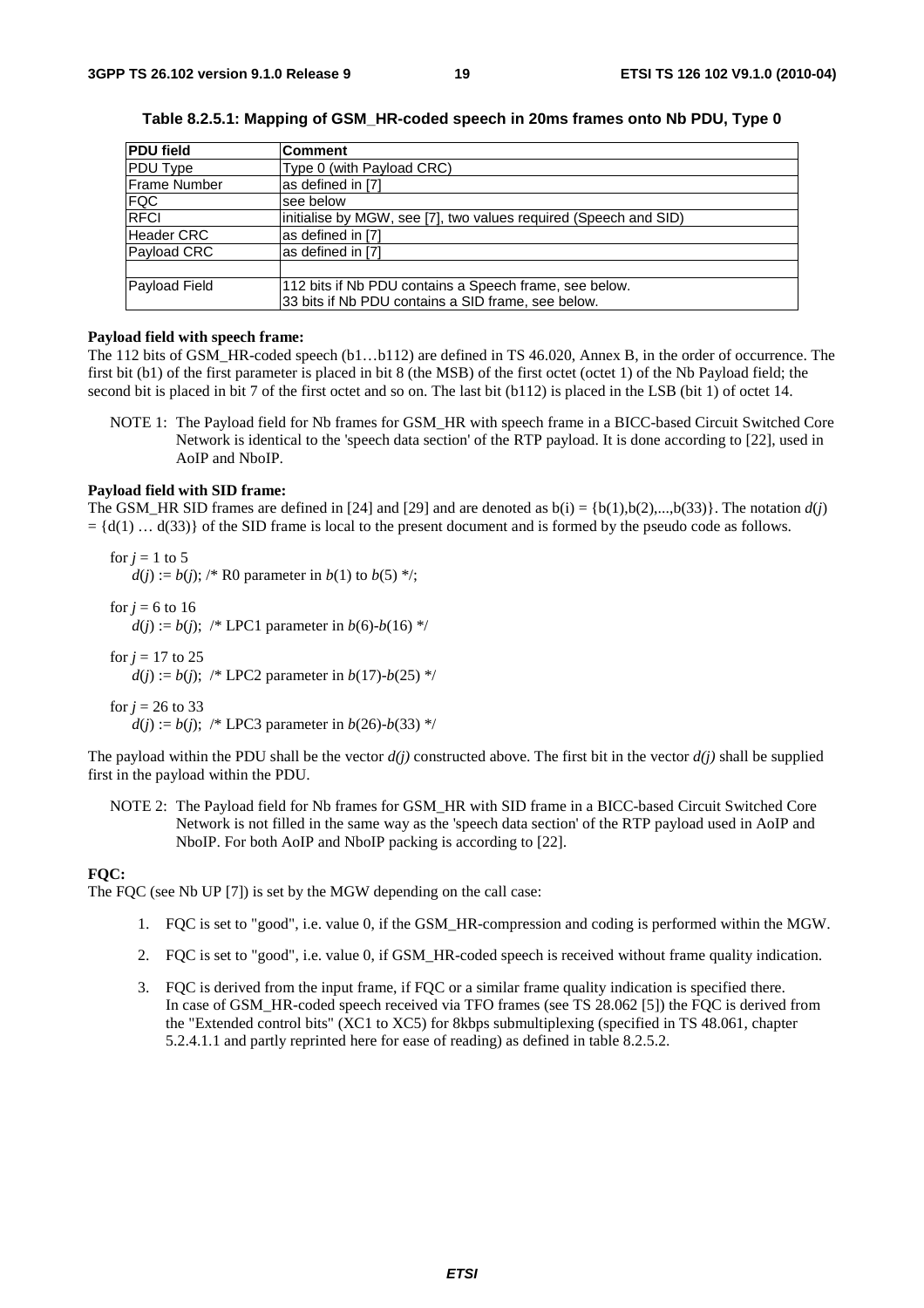**Table 8.2.5.1: Mapping of GSM_HR-coded speech in 20ms frames onto Nb PDU, Type 0**

| PDU field | Comment |
|---|---|
| PDU Type | Type 0 (with Payload CRC) |
| Frame Number | as defined in [7] |
| FQC | see below |
| RFCI | initialise by MGW, see [7], two values required (Speech and SID) |
| Header CRC | as defined in [7] |
| Payload CRC | as defined in [7] |
| | |
| Payload Field | 112 bits if Nb PDU contains a Speech frame, see below.<br>33 bits if Nb PDU contains a SID frame, see below. |

**Payload field with speech frame:**

The 112 bits of GSM_HR-coded speech (b1…b112) are defined in TS 46.020, Annex B, in the order of occurrence. The first bit (b1) of the first parameter is placed in bit 8 (the MSB) of the first octet (octet 1) of the Nb Payload field; the second bit is placed in bit 7 of the first octet and so on. The last bit (b112) is placed in the LSB (bit 1) of octet 14.

NOTE 1: The Payload field for Nb frames for GSM_HR with speech frame in a BICC-based Circuit Switched Core Network is identical to the 'speech data section' of the RTP payload. It is done according to [22], used in AoIP and NboIP.

**Payload field with SID frame:**

The GSM_HR SID frames are defined in [24] and [29] and are denoted as $b(i) = \{b(1),b(2),...,b(33)\}$. The notation $d(j) = \{d(1) … d(33)\}$ of the SID frame is local to the present document and is formed by the pseudo code as follows.

for $j$ = 1 to 5
  $d(j) := b(j)$; /* R0 parameter in $b(1)$ to $b(5)$ */;

for $j$ = 6 to 16
  $d(j) := b(j)$; /* LPC1 parameter in $b(6)$-$b(16)$ */

for $j$ = 17 to 25
  $d(j) := b(j)$; /* LPC2 parameter in $b(17)$-$b(25)$ */

for $j$ = 26 to 33
  $d(j) := b(j)$; /* LPC3 parameter in $b(26)$-$b(33)$ */

The payload within the PDU shall be the vector $d(j)$ constructed above. The first bit in the vector $d(j)$ shall be supplied first in the payload within the PDU.

NOTE 2: The Payload field for Nb frames for GSM_HR with SID frame in a BICC-based Circuit Switched Core Network is not filled in the same way as the 'speech data section' of the RTP payload used in AoIP and NboIP. For both AoIP and NboIP packing is according to [22].

**FQC:**

The FQC (see Nb UP [7]) is set by the MGW depending on the call case:

1. FQC is set to "good", i.e. value 0, if the GSM_HR-compression and coding is performed within the MGW.
2. FQC is set to "good", i.e. value 0, if GSM_HR-coded speech is received without frame quality indication.
3. FQC is derived from the input frame, if FQC or a similar frame quality indication is specified there. In case of GSM_HR-coded speech received via TFO frames (see TS 28.062 [5]) the FQC is derived from the "Extended control bits" (XC1 to XC5) for 8kbps submultiplexing (specified in TS 48.061, chapter 5.2.4.1.1 and partly reprinted here for ease of reading) as defined in table 8.2.5.2.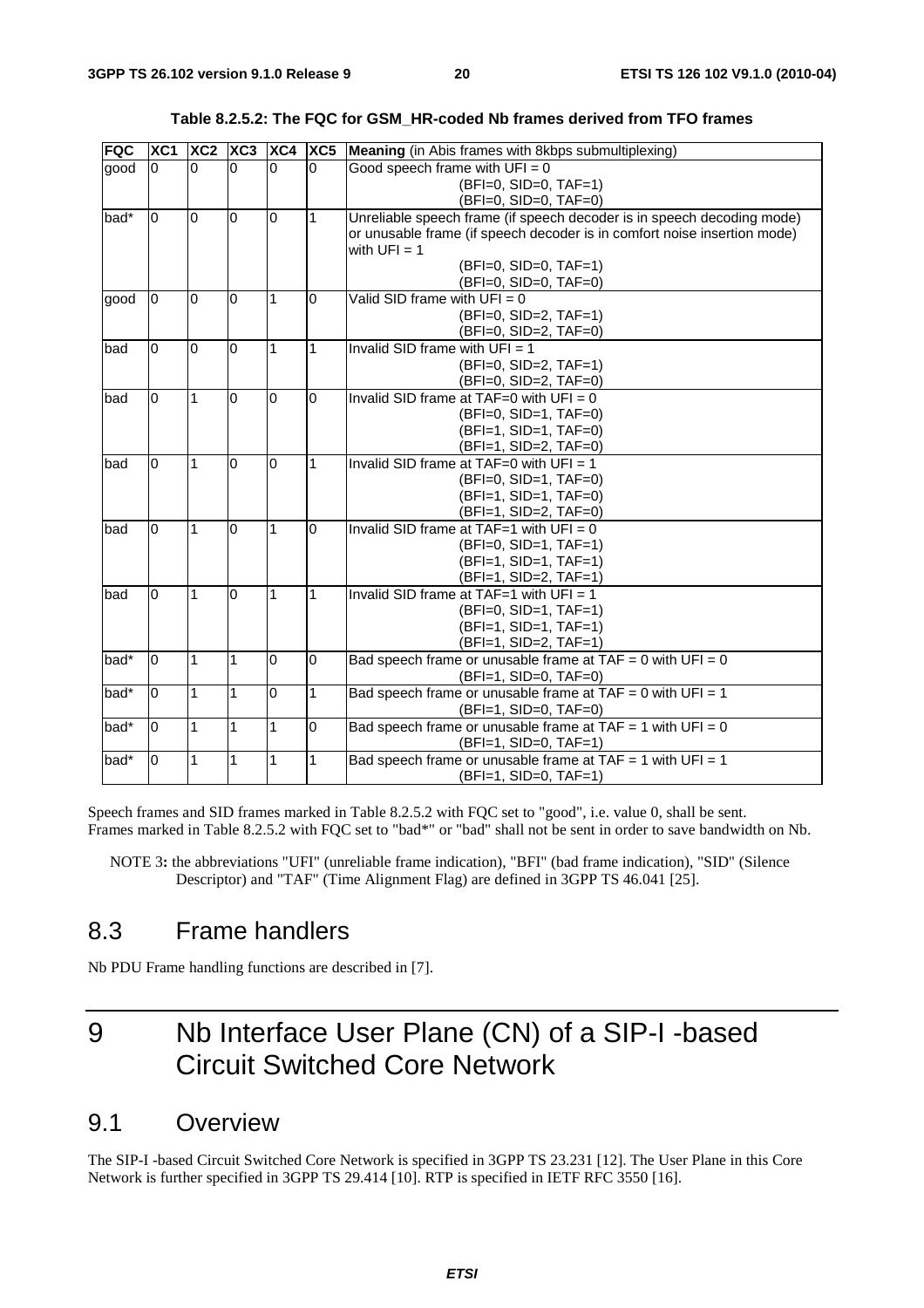**Table 8.2.5.2: The FQC for GSM_HR-coded Nb frames derived from TFO frames**

| FQC | XC1 | XC2 | XC3 | XC4 | XC5 | **Meaning** (in Abis frames with 8kbps submultiplexing) |
|---|---|---|---|---|---|---|
| good | 0 | 0 | 0 | 0 | 0 | Good speech frame with UFI = 0<br>(BFI=0, SID=0, TAF=1)<br>(BFI=0, SID=0, TAF=0) |
| bad* | 0 | 0 | 0 | 0 | 1 | Unreliable speech frame (if speech decoder is in speech decoding mode) or unusable frame (if speech decoder is in comfort noise insertion mode) with UFI = 1<br>(BFI=0, SID=0, TAF=1)<br>(BFI=0, SID=0, TAF=0) |
| good | 0 | 0 | 0 | 1 | 0 | Valid SID frame with UFI = 0<br>(BFI=0, SID=2, TAF=1)<br>(BFI=0, SID=2, TAF=0) |
| bad | 0 | 0 | 0 | 1 | 1 | Invalid SID frame with UFI = 1<br>(BFI=0, SID=2, TAF=1)<br>(BFI=0, SID=2, TAF=0) |
| bad | 0 | 1 | 0 | 0 | 0 | Invalid SID frame at TAF=0 with UFI = 0<br>(BFI=0, SID=1, TAF=0)<br>(BFI=1, SID=1, TAF=0)<br>(BFI=1, SID=2, TAF=0) |
| bad | 0 | 1 | 0 | 0 | 1 | Invalid SID frame at TAF=0 with UFI = 1<br>(BFI=0, SID=1, TAF=0)<br>(BFI=1, SID=1, TAF=0)<br>(BFI=1, SID=2, TAF=0) |
| bad | 0 | 1 | 0 | 1 | 0 | Invalid SID frame at TAF=1 with UFI = 0<br>(BFI=0, SID=1, TAF=1)<br>(BFI=1, SID=1, TAF=1)<br>(BFI=1, SID=2, TAF=1) |
| bad | 0 | 1 | 0 | 1 | 1 | Invalid SID frame at TAF=1 with UFI = 1<br>(BFI=0, SID=1, TAF=1)<br>(BFI=1, SID=1, TAF=1)<br>(BFI=1, SID=2, TAF=1) |
| bad* | 0 | 1 | 1 | 0 | 0 | Bad speech frame or unusable frame at TAF = 0 with UFI = 0<br>(BFI=1, SID=0, TAF=0) |
| bad* | 0 | 1 | 1 | 0 | 1 | Bad speech frame or unusable frame at TAF = 0 with UFI = 1<br>(BFI=1, SID=0, TAF=0) |
| bad* | 0 | 1 | 1 | 1 | 0 | Bad speech frame or unusable frame at TAF = 1 with UFI = 0<br>(BFI=1, SID=0, TAF=1) |
| bad* | 0 | 1 | 1 | 1 | 1 | Bad speech frame or unusable frame at TAF = 1 with UFI = 1<br>(BFI=1, SID=0, TAF=1) |

Speech frames and SID frames marked in Table 8.2.5.2 with FQC set to "good", i.e. value 0, shall be sent. Frames marked in Table 8.2.5.2 with FQC set to "bad*" or "bad" shall not be sent in order to save bandwidth on Nb.

NOTE 3**:** the abbreviations "UFI" (unreliable frame indication), "BFI" (bad frame indication), "SID" (Silence Descriptor) and "TAF" (Time Alignment Flag) are defined in 3GPP TS 46.041 [25].

## 8.3 Frame handlers

Nb PDU Frame handling functions are described in [7].

# 9 Nb Interface User Plane (CN) of a SIP-I -based Circuit Switched Core Network

## 9.1 Overview

The SIP-I -based Circuit Switched Core Network is specified in 3GPP TS 23.231 [12]. The User Plane in this Core Network is further specified in 3GPP TS 29.414 [10]. RTP is specified in IETF RFC 3550 [16].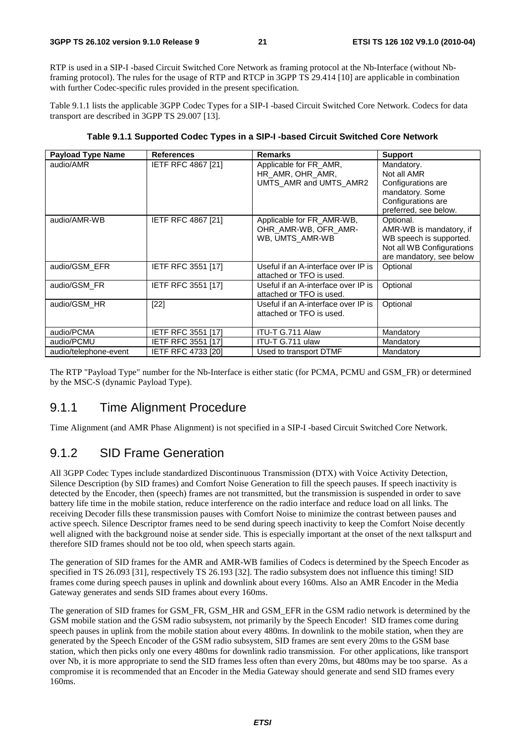RTP is used in a SIP-I -based Circuit Switched Core Network as framing protocol at the Nb-Interface (without Nb-framing protocol). The rules for the usage of RTP and RTCP in 3GPP TS 29.414 [10] are applicable in combination with further Codec-specific rules provided in the present specification.

Table 9.1.1 lists the applicable 3GPP Codec Types for a SIP-I -based Circuit Switched Core Network. Codecs for data transport are described in 3GPP TS 29.007 [13].

**Table 9.1.1 Supported Codec Types in a SIP-I -based Circuit Switched Core Network**

| Payload Type Name | References | Remarks | Support |
|---|---|---|---|
| audio/AMR | IETF RFC 4867 [21] | Applicable for FR_AMR, HR_AMR, OHR_AMR, UMTS_AMR and UMTS_AMR2 | Mandatory. Not all AMR Configurations are mandatory. Some Configurations are preferred, see below. |
| audio/AMR-WB | IETF RFC 4867 [21] | Applicable for FR_AMR-WB, OHR_AMR-WB, OFR_AMR-WB, UMTS_AMR-WB | Optional. AMR-WB is mandatory, if WB speech is supported. Not all WB Configurations are mandatory, see below |
| audio/GSM_EFR | IETF RFC 3551 [17] | Useful if an A-interface over IP is attached or TFO is used. | Optional |
| audio/GSM_FR | IETF RFC 3551 [17] | Useful if an A-interface over IP is attached or TFO is used. | Optional |
| audio/GSM_HR | [22] | Useful if an A-interface over IP is attached or TFO is used. | Optional |
| audio/PCMA | IETF RFC 3551 [17] | ITU-T G.711 Alaw | Mandatory |
| audio/PCMU | IETF RFC 3551 [17] | ITU-T G.711 ulaw | Mandatory |
| audio/telephone-event | IETF RFC 4733 [20] | Used to transport DTMF | Mandatory |

The RTP "Payload Type" number for the Nb-Interface is either static (for PCMA, PCMU and GSM_FR) or determined by the MSC-S (dynamic Payload Type).

### 9.1.1 Time Alignment Procedure

Time Alignment (and AMR Phase Alignment) is not specified in a SIP-I -based Circuit Switched Core Network.

### 9.1.2 SID Frame Generation

All 3GPP Codec Types include standardized Discontinuous Transmission (DTX) with Voice Activity Detection, Silence Description (by SID frames) and Comfort Noise Generation to fill the speech pauses. If speech inactivity is detected by the Encoder, then (speech) frames are not transmitted, but the transmission is suspended in order to save battery life time in the mobile station, reduce interference on the radio interface and reduce load on all links. The receiving Decoder fills these transmission pauses with Comfort Noise to minimize the contrast between pauses and active speech. Silence Descriptor frames need to be send during speech inactivity to keep the Comfort Noise decently well aligned with the background noise at sender side. This is especially important at the onset of the next talkspurt and therefore SID frames should not be too old, when speech starts again.

The generation of SID frames for the AMR and AMR-WB families of Codecs is determined by the Speech Encoder as specified in TS 26.093 [31], respectively TS 26.193 [32]. The radio subsystem does not influence this timing! SID frames come during speech pauses in uplink and downlink about every 160ms. Also an AMR Encoder in the Media Gateway generates and sends SID frames about every 160ms.

The generation of SID frames for GSM_FR, GSM_HR and GSM_EFR in the GSM radio network is determined by the GSM mobile station and the GSM radio subsystem, not primarily by the Speech Encoder! SID frames come during speech pauses in uplink from the mobile station about every 480ms. In downlink to the mobile station, when they are generated by the Speech Encoder of the GSM radio subsystem, SID frames are sent every 20ms to the GSM base station, which then picks only one every 480ms for downlink radio transmission. For other applications, like transport over Nb, it is more appropriate to send the SID frames less often than every 20ms, but 480ms may be too sparse. As a compromise it is recommended that an Encoder in the Media Gateway should generate and send SID frames every 160ms.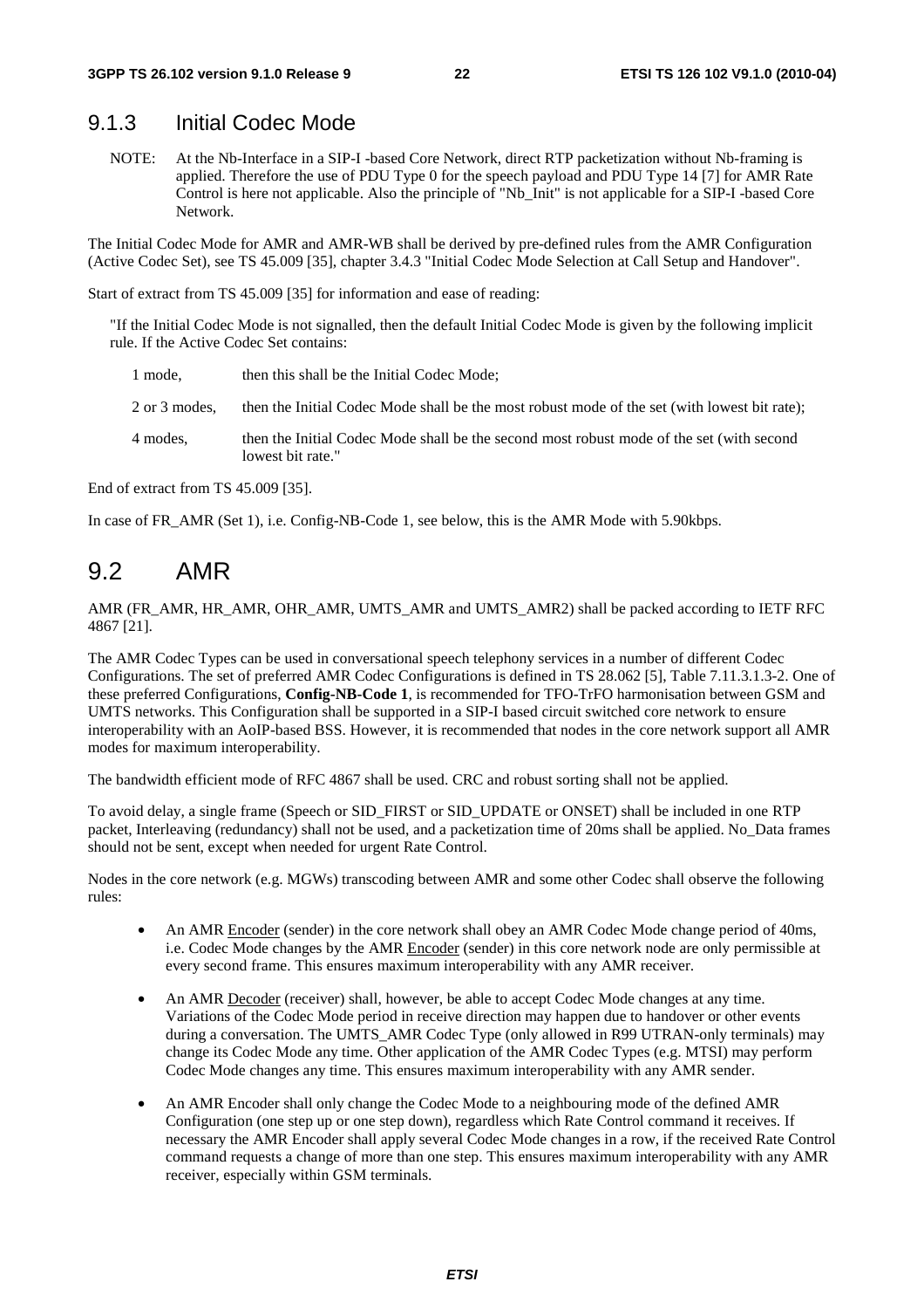### 9.1.3 Initial Codec Mode

NOTE: At the Nb-Interface in a SIP-I -based Core Network, direct RTP packetization without Nb-framing is applied. Therefore the use of PDU Type 0 for the speech payload and PDU Type 14 [7] for AMR Rate Control is here not applicable. Also the principle of "Nb_Init" is not applicable for a SIP-I -based Core Network.

The Initial Codec Mode for AMR and AMR-WB shall be derived by pre-defined rules from the AMR Configuration (Active Codec Set), see TS 45.009 [35], chapter 3.4.3 "Initial Codec Mode Selection at Call Setup and Handover".

Start of extract from TS 45.009 [35] for information and ease of reading:

"If the Initial Codec Mode is not signalled, then the default Initial Codec Mode is given by the following implicit rule. If the Active Codec Set contains:

- 1 mode, then this shall be the Initial Codec Mode;
- 2 or 3 modes, then the Initial Codec Mode shall be the most robust mode of the set (with lowest bit rate);
- 4 modes, then the Initial Codec Mode shall be the second most robust mode of the set (with second lowest bit rate."

End of extract from TS 45.009 [35].

In case of FR_AMR (Set 1), i.e. Config-NB-Code 1, see below, this is the AMR Mode with 5.90kbps.

## 9.2 AMR

AMR (FR_AMR, HR_AMR, OHR_AMR, UMTS_AMR and UMTS_AMR2) shall be packed according to IETF RFC 4867 [21].

The AMR Codec Types can be used in conversational speech telephony services in a number of different Codec Configurations. The set of preferred AMR Codec Configurations is defined in TS 28.062 [5], Table 7.11.3.1.3-2. One of these preferred Configurations, **Config-NB-Code 1**, is recommended for TFO-TrFO harmonisation between GSM and UMTS networks. This Configuration shall be supported in a SIP-I based circuit switched core network to ensure interoperability with an AoIP-based BSS. However, it is recommended that nodes in the core network support all AMR modes for maximum interoperability.

The bandwidth efficient mode of RFC 4867 shall be used. CRC and robust sorting shall not be applied.

To avoid delay, a single frame (Speech or SID_FIRST or SID_UPDATE or ONSET) shall be included in one RTP packet, Interleaving (redundancy) shall not be used, and a packetization time of 20ms shall be applied. No_Data frames should not be sent, except when needed for urgent Rate Control.

Nodes in the core network (e.g. MGWs) transcoding between AMR and some other Codec shall observe the following rules:

- An AMR Encoder (sender) in the core network shall obey an AMR Codec Mode change period of 40ms, i.e. Codec Mode changes by the AMR Encoder (sender) in this core network node are only permissible at every second frame. This ensures maximum interoperability with any AMR receiver.
- An AMR Decoder (receiver) shall, however, be able to accept Codec Mode changes at any time. Variations of the Codec Mode period in receive direction may happen due to handover or other events during a conversation. The UMTS_AMR Codec Type (only allowed in R99 UTRAN-only terminals) may change its Codec Mode any time. Other application of the AMR Codec Types (e.g. MTSI) may perform Codec Mode changes any time. This ensures maximum interoperability with any AMR sender.
- An AMR Encoder shall only change the Codec Mode to a neighbouring mode of the defined AMR Configuration (one step up or one step down), regardless which Rate Control command it receives. If necessary the AMR Encoder shall apply several Codec Mode changes in a row, if the received Rate Control command requests a change of more than one step. This ensures maximum interoperability with any AMR receiver, especially within GSM terminals.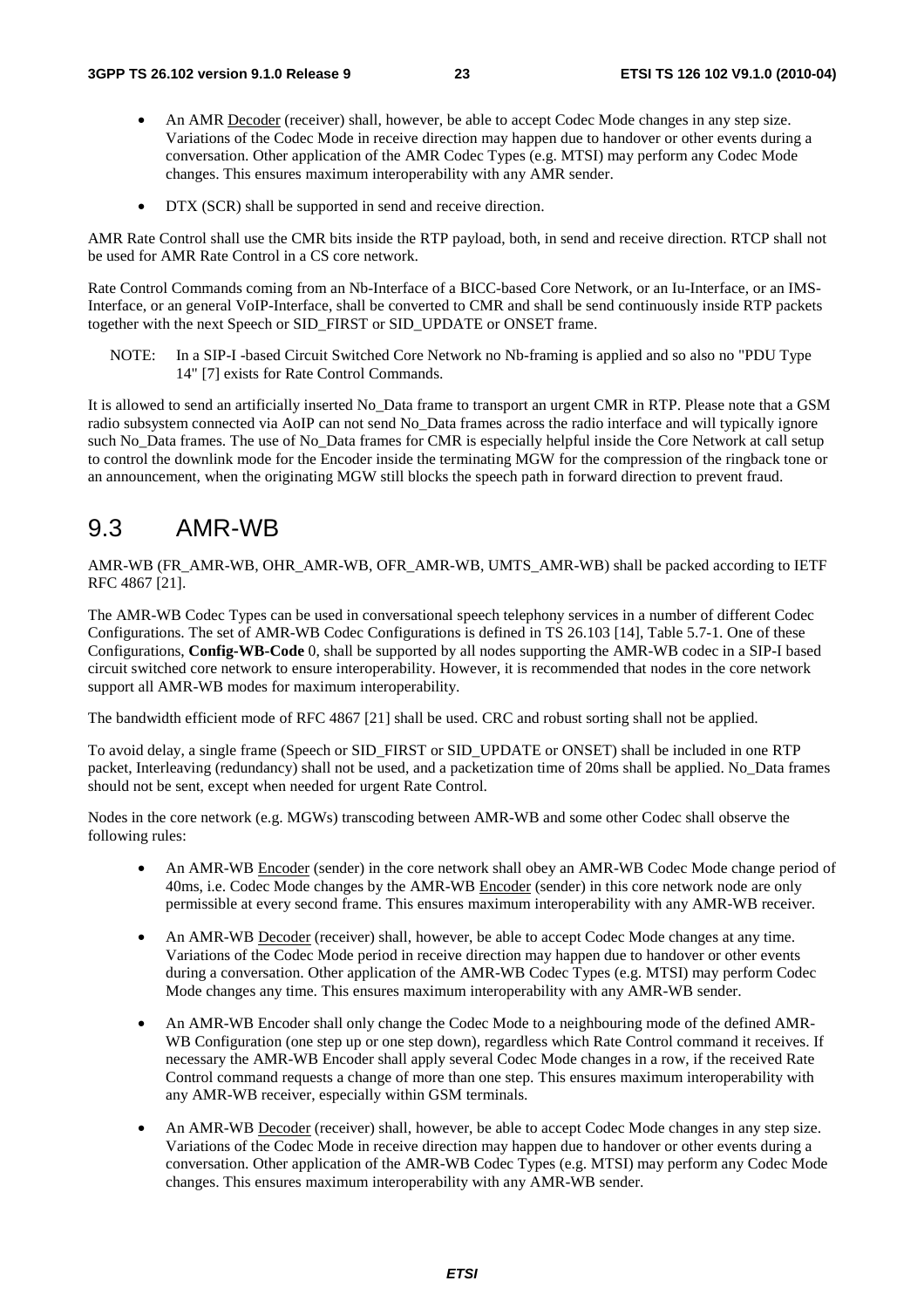- An AMR Decoder (receiver) shall, however, be able to accept Codec Mode changes in any step size. Variations of the Codec Mode in receive direction may happen due to handover or other events during a conversation. Other application of the AMR Codec Types (e.g. MTSI) may perform any Codec Mode changes. This ensures maximum interoperability with any AMR sender.

- DTX (SCR) shall be supported in send and receive direction.

AMR Rate Control shall use the CMR bits inside the RTP payload, both, in send and receive direction. RTCP shall not be used for AMR Rate Control in a CS core network.

Rate Control Commands coming from an Nb-Interface of a BICC-based Core Network, or an Iu-Interface, or an IMS-Interface, or an general VoIP-Interface, shall be converted to CMR and shall be send continuously inside RTP packets together with the next Speech or SID_FIRST or SID_UPDATE or ONSET frame.

NOTE: In a SIP-I -based Circuit Switched Core Network no Nb-framing is applied and so also no "PDU Type 14" [7] exists for Rate Control Commands.

It is allowed to send an artificially inserted No_Data frame to transport an urgent CMR in RTP. Please note that a GSM radio subsystem connected via AoIP can not send No_Data frames across the radio interface and will typically ignore such No_Data frames. The use of No_Data frames for CMR is especially helpful inside the Core Network at call setup to control the downlink mode for the Encoder inside the terminating MGW for the compression of the ringback tone or an announcement, when the originating MGW still blocks the speech path in forward direction to prevent fraud.

## 9.3 AMR-WB

AMR-WB (FR_AMR-WB, OHR_AMR-WB, OFR_AMR-WB, UMTS_AMR-WB) shall be packed according to IETF RFC 4867 [21].

The AMR-WB Codec Types can be used in conversational speech telephony services in a number of different Codec Configurations. The set of AMR-WB Codec Configurations is defined in TS 26.103 [14], Table 5.7-1. One of these Configurations, **Config-WB-Code** 0, shall be supported by all nodes supporting the AMR-WB codec in a SIP-I based circuit switched core network to ensure interoperability. However, it is recommended that nodes in the core network support all AMR-WB modes for maximum interoperability.

The bandwidth efficient mode of RFC 4867 [21] shall be used. CRC and robust sorting shall not be applied.

To avoid delay, a single frame (Speech or SID_FIRST or SID_UPDATE or ONSET) shall be included in one RTP packet, Interleaving (redundancy) shall not be used, and a packetization time of 20ms shall be applied. No_Data frames should not be sent, except when needed for urgent Rate Control.

Nodes in the core network (e.g. MGWs) transcoding between AMR-WB and some other Codec shall observe the following rules:

- An AMR-WB Encoder (sender) in the core network shall obey an AMR-WB Codec Mode change period of 40ms, i.e. Codec Mode changes by the AMR-WB Encoder (sender) in this core network node are only permissible at every second frame. This ensures maximum interoperability with any AMR-WB receiver.

- An AMR-WB Decoder (receiver) shall, however, be able to accept Codec Mode changes at any time. Variations of the Codec Mode period in receive direction may happen due to handover or other events during a conversation. Other application of the AMR-WB Codec Types (e.g. MTSI) may perform Codec Mode changes any time. This ensures maximum interoperability with any AMR-WB sender.

- An AMR-WB Encoder shall only change the Codec Mode to a neighbouring mode of the defined AMR-WB Configuration (one step up or one step down), regardless which Rate Control command it receives. If necessary the AMR-WB Encoder shall apply several Codec Mode changes in a row, if the received Rate Control command requests a change of more than one step. This ensures maximum interoperability with any AMR-WB receiver, especially within GSM terminals.

- An AMR-WB Decoder (receiver) shall, however, be able to accept Codec Mode changes in any step size. Variations of the Codec Mode in receive direction may happen due to handover or other events during a conversation. Other application of the AMR-WB Codec Types (e.g. MTSI) may perform any Codec Mode changes. This ensures maximum interoperability with any AMR-WB sender.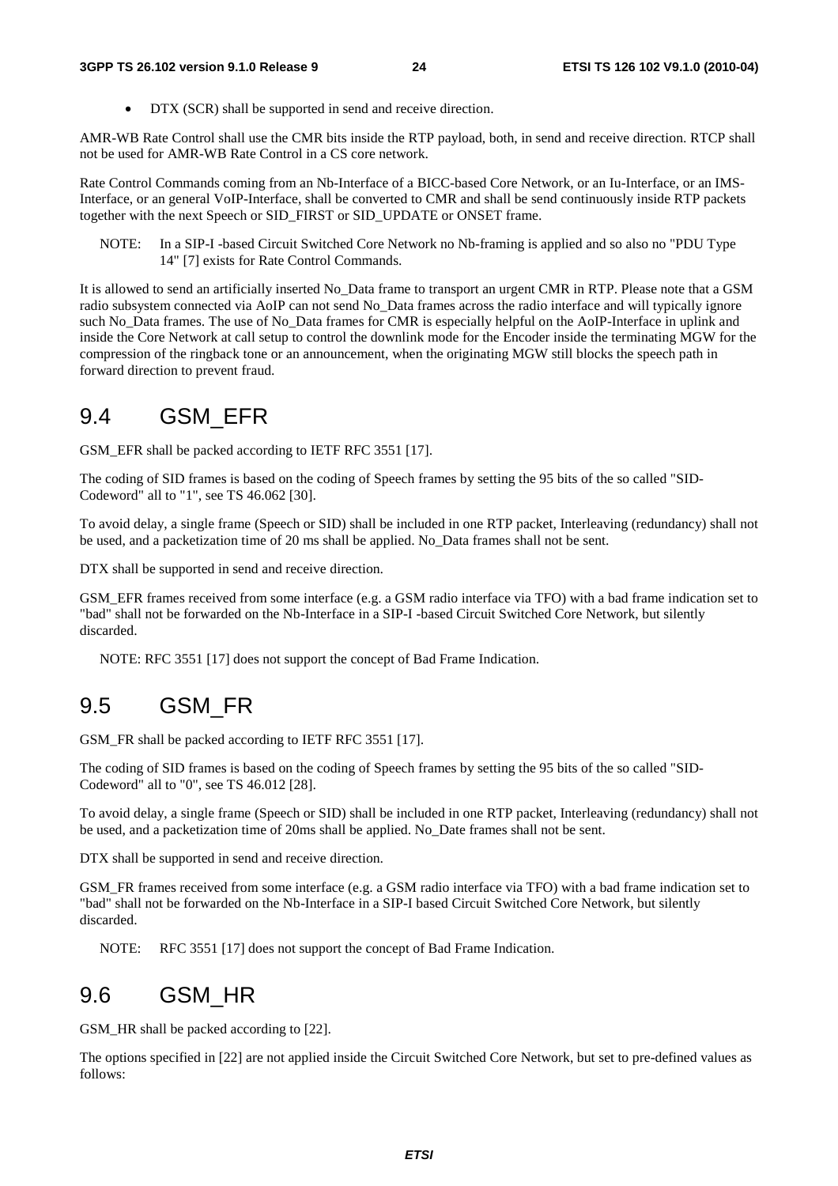- DTX (SCR) shall be supported in send and receive direction.

AMR-WB Rate Control shall use the CMR bits inside the RTP payload, both, in send and receive direction. RTCP shall not be used for AMR-WB Rate Control in a CS core network.

Rate Control Commands coming from an Nb-Interface of a BICC-based Core Network, or an Iu-Interface, or an IMS-Interface, or an general VoIP-Interface, shall be converted to CMR and shall be send continuously inside RTP packets together with the next Speech or SID_FIRST or SID_UPDATE or ONSET frame.

NOTE: In a SIP-I -based Circuit Switched Core Network no Nb-framing is applied and so also no "PDU Type 14" [7] exists for Rate Control Commands.

It is allowed to send an artificially inserted No_Data frame to transport an urgent CMR in RTP. Please note that a GSM radio subsystem connected via AoIP can not send No_Data frames across the radio interface and will typically ignore such No_Data frames. The use of No_Data frames for CMR is especially helpful on the AoIP-Interface in uplink and inside the Core Network at call setup to control the downlink mode for the Encoder inside the terminating MGW for the compression of the ringback tone or an announcement, when the originating MGW still blocks the speech path in forward direction to prevent fraud.

## 9.4 GSM_EFR

GSM_EFR shall be packed according to IETF RFC 3551 [17].

The coding of SID frames is based on the coding of Speech frames by setting the 95 bits of the so called "SID-Codeword" all to "1", see TS 46.062 [30].

To avoid delay, a single frame (Speech or SID) shall be included in one RTP packet, Interleaving (redundancy) shall not be used, and a packetization time of 20 ms shall be applied. No_Data frames shall not be sent.

DTX shall be supported in send and receive direction.

GSM_EFR frames received from some interface (e.g. a GSM radio interface via TFO) with a bad frame indication set to "bad" shall not be forwarded on the Nb-Interface in a SIP-I -based Circuit Switched Core Network, but silently discarded.

NOTE: RFC 3551 [17] does not support the concept of Bad Frame Indication.

## 9.5 GSM_FR

GSM_FR shall be packed according to IETF RFC 3551 [17].

The coding of SID frames is based on the coding of Speech frames by setting the 95 bits of the so called "SID-Codeword" all to "0", see TS 46.012 [28].

To avoid delay, a single frame (Speech or SID) shall be included in one RTP packet, Interleaving (redundancy) shall not be used, and a packetization time of 20ms shall be applied. No_Date frames shall not be sent.

DTX shall be supported in send and receive direction.

GSM_FR frames received from some interface (e.g. a GSM radio interface via TFO) with a bad frame indication set to "bad" shall not be forwarded on the Nb-Interface in a SIP-I based Circuit Switched Core Network, but silently discarded.

NOTE: RFC 3551 [17] does not support the concept of Bad Frame Indication.

## 9.6 GSM_HR

GSM_HR shall be packed according to [22].

The options specified in [22] are not applied inside the Circuit Switched Core Network, but set to pre-defined values as follows: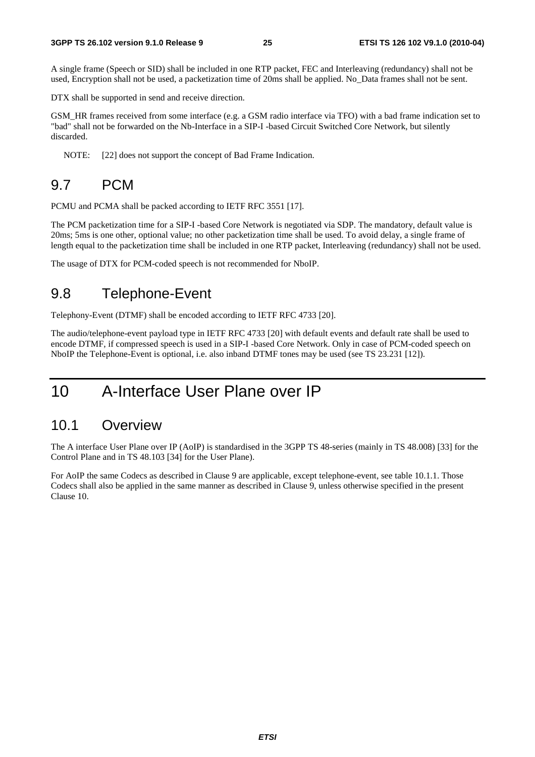A single frame (Speech or SID) shall be included in one RTP packet, FEC and Interleaving (redundancy) shall not be used, Encryption shall not be used, a packetization time of 20ms shall be applied. No_Data frames shall not be sent.

DTX shall be supported in send and receive direction.

GSM_HR frames received from some interface (e.g. a GSM radio interface via TFO) with a bad frame indication set to "bad" shall not be forwarded on the Nb-Interface in a SIP-I -based Circuit Switched Core Network, but silently discarded.

NOTE: [22] does not support the concept of Bad Frame Indication.

## 9.7 PCM

PCMU and PCMA shall be packed according to IETF RFC 3551 [17].

The PCM packetization time for a SIP-I -based Core Network is negotiated via SDP. The mandatory, default value is 20ms; 5ms is one other, optional value; no other packetization time shall be used. To avoid delay, a single frame of length equal to the packetization time shall be included in one RTP packet, Interleaving (redundancy) shall not be used.

The usage of DTX for PCM-coded speech is not recommended for NboIP.

## 9.8 Telephone-Event

Telephony-Event (DTMF) shall be encoded according to IETF RFC 4733 [20].

The audio/telephone-event payload type in IETF RFC 4733 [20] with default events and default rate shall be used to encode DTMF, if compressed speech is used in a SIP-I -based Core Network. Only in case of PCM-coded speech on NboIP the Telephone-Event is optional, i.e. also inband DTMF tones may be used (see TS 23.231 [12]).

# 10 A-Interface User Plane over IP

## 10.1 Overview

The A interface User Plane over IP (AoIP) is standardised in the 3GPP TS 48-series (mainly in TS 48.008) [33] for the Control Plane and in TS 48.103 [34] for the User Plane).

For AoIP the same Codecs as described in Clause 9 are applicable, except telephone-event, see table 10.1.1. Those Codecs shall also be applied in the same manner as described in Clause 9, unless otherwise specified in the present Clause 10.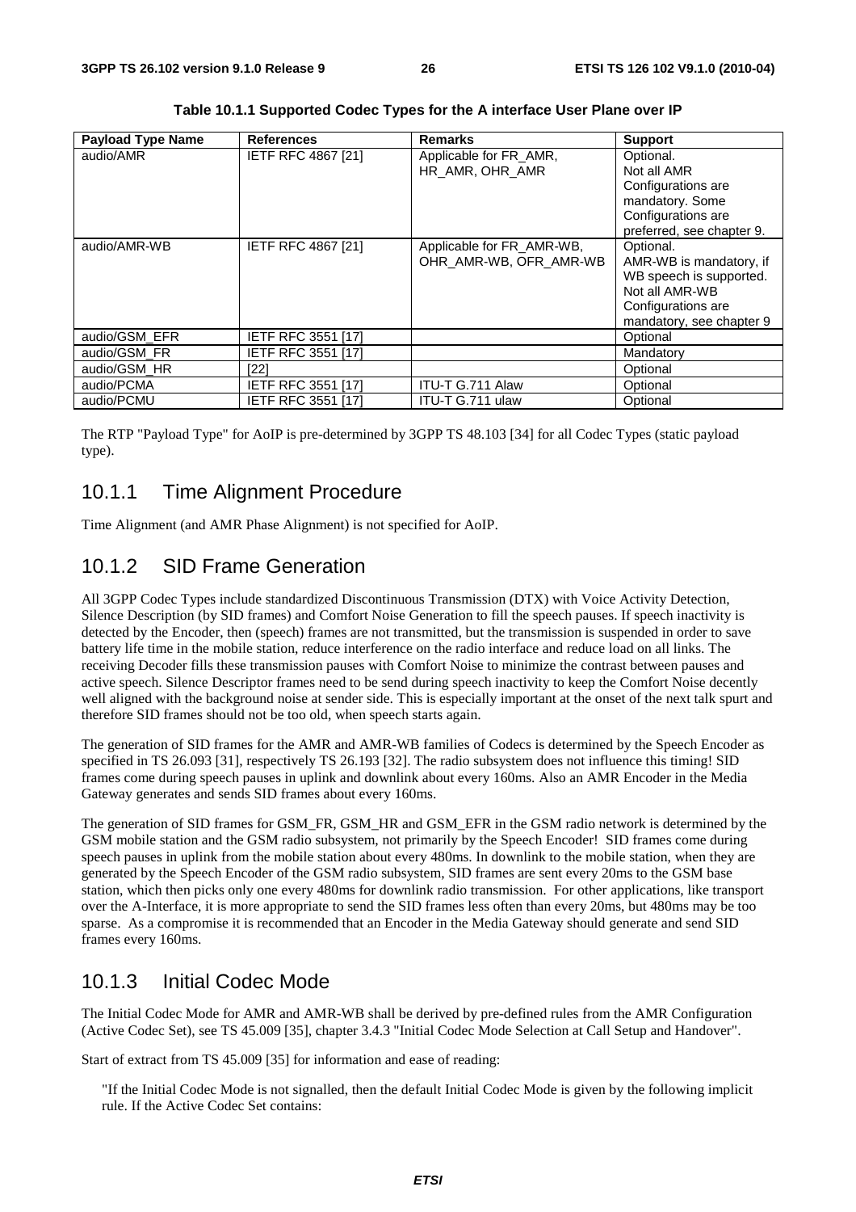**Table 10.1.1 Supported Codec Types for the A interface User Plane over IP**

| Payload Type Name | References | Remarks | Support |
|---|---|---|---|
| audio/AMR | IETF RFC 4867 [21] | Applicable for FR_AMR, HR_AMR, OHR_AMR | Optional. Not all AMR Configurations are mandatory. Some Configurations are preferred, see chapter 9. |
| audio/AMR-WB | IETF RFC 4867 [21] | Applicable for FR_AMR-WB, OHR_AMR-WB, OFR_AMR-WB | Optional. AMR-WB is mandatory, if WB speech is supported. Not all AMR-WB Configurations are mandatory, see chapter 9 |
| audio/GSM_EFR | IETF RFC 3551 [17] | | Optional |
| audio/GSM_FR | IETF RFC 3551 [17] | | Mandatory |
| audio/GSM_HR | [22] | | Optional |
| audio/PCMA | IETF RFC 3551 [17] | ITU-T G.711 Alaw | Optional |
| audio/PCMU | IETF RFC 3551 [17] | ITU-T G.711 ulaw | Optional |

The RTP "Payload Type" for AoIP is pre-determined by 3GPP TS 48.103 [34] for all Codec Types (static payload type).

## 10.1.1 Time Alignment Procedure

Time Alignment (and AMR Phase Alignment) is not specified for AoIP.

## 10.1.2 SID Frame Generation

All 3GPP Codec Types include standardized Discontinuous Transmission (DTX) with Voice Activity Detection, Silence Description (by SID frames) and Comfort Noise Generation to fill the speech pauses. If speech inactivity is detected by the Encoder, then (speech) frames are not transmitted, but the transmission is suspended in order to save battery life time in the mobile station, reduce interference on the radio interface and reduce load on all links. The receiving Decoder fills these transmission pauses with Comfort Noise to minimize the contrast between pauses and active speech. Silence Descriptor frames need to be send during speech inactivity to keep the Comfort Noise decently well aligned with the background noise at sender side. This is especially important at the onset of the next talk spurt and therefore SID frames should not be too old, when speech starts again.

The generation of SID frames for the AMR and AMR-WB families of Codecs is determined by the Speech Encoder as specified in TS 26.093 [31], respectively TS 26.193 [32]. The radio subsystem does not influence this timing! SID frames come during speech pauses in uplink and downlink about every 160ms. Also an AMR Encoder in the Media Gateway generates and sends SID frames about every 160ms.

The generation of SID frames for GSM_FR, GSM_HR and GSM_EFR in the GSM radio network is determined by the GSM mobile station and the GSM radio subsystem, not primarily by the Speech Encoder! SID frames come during speech pauses in uplink from the mobile station about every 480ms. In downlink to the mobile station, when they are generated by the Speech Encoder of the GSM radio subsystem, SID frames are sent every 20ms to the GSM base station, which then picks only one every 480ms for downlink radio transmission. For other applications, like transport over the A-Interface, it is more appropriate to send the SID frames less often than every 20ms, but 480ms may be too sparse. As a compromise it is recommended that an Encoder in the Media Gateway should generate and send SID frames every 160ms.

## 10.1.3 Initial Codec Mode

The Initial Codec Mode for AMR and AMR-WB shall be derived by pre-defined rules from the AMR Configuration (Active Codec Set), see TS 45.009 [35], chapter 3.4.3 "Initial Codec Mode Selection at Call Setup and Handover".

Start of extract from TS 45.009 [35] for information and ease of reading:

> "If the Initial Codec Mode is not signalled, then the default Initial Codec Mode is given by the following implicit rule. If the Active Codec Set contains: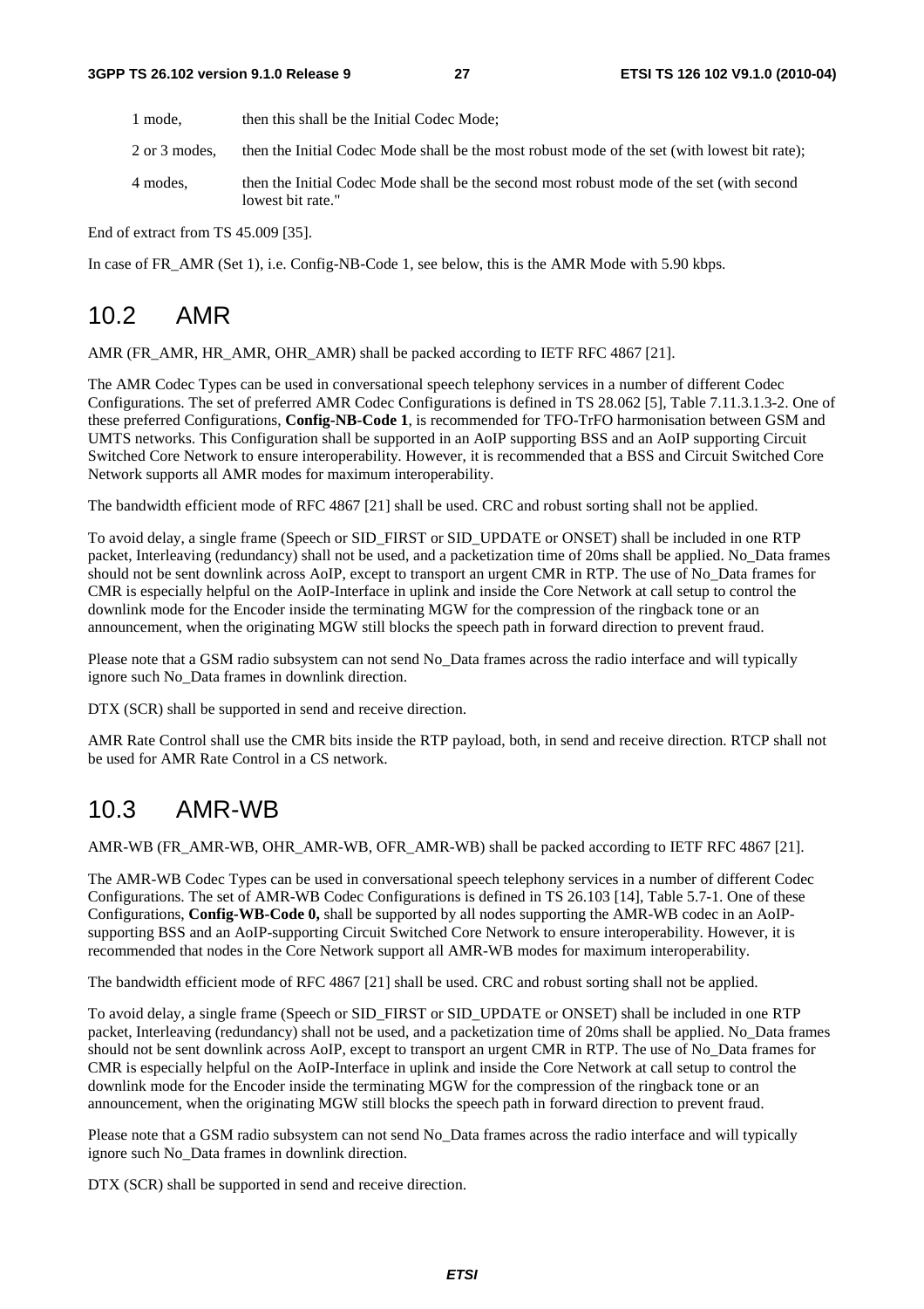| | |
|---|---|
| 1 mode, | then this shall be the Initial Codec Mode; |
| 2 or 3 modes, | then the Initial Codec Mode shall be the most robust mode of the set (with lowest bit rate); |
| 4 modes, | then the Initial Codec Mode shall be the second most robust mode of the set (with second lowest bit rate." |

End of extract from TS 45.009 [35].

In case of FR_AMR (Set 1), i.e. Config-NB-Code 1, see below, this is the AMR Mode with 5.90 kbps.

## 10.2 AMR

AMR (FR_AMR, HR_AMR, OHR_AMR) shall be packed according to IETF RFC 4867 [21].

The AMR Codec Types can be used in conversational speech telephony services in a number of different Codec Configurations. The set of preferred AMR Codec Configurations is defined in TS 28.062 [5], Table 7.11.3.1.3-2. One of these preferred Configurations, **Config-NB-Code 1**, is recommended for TFO-TrFO harmonisation between GSM and UMTS networks. This Configuration shall be supported in an AoIP supporting BSS and an AoIP supporting Circuit Switched Core Network to ensure interoperability. However, it is recommended that a BSS and Circuit Switched Core Network supports all AMR modes for maximum interoperability.

The bandwidth efficient mode of RFC 4867 [21] shall be used. CRC and robust sorting shall not be applied.

To avoid delay, a single frame (Speech or SID_FIRST or SID_UPDATE or ONSET) shall be included in one RTP packet, Interleaving (redundancy) shall not be used, and a packetization time of 20ms shall be applied. No_Data frames should not be sent downlink across AoIP, except to transport an urgent CMR in RTP. The use of No_Data frames for CMR is especially helpful on the AoIP-Interface in uplink and inside the Core Network at call setup to control the downlink mode for the Encoder inside the terminating MGW for the compression of the ringback tone or an announcement, when the originating MGW still blocks the speech path in forward direction to prevent fraud.

Please note that a GSM radio subsystem can not send No_Data frames across the radio interface and will typically ignore such No_Data frames in downlink direction.

DTX (SCR) shall be supported in send and receive direction.

AMR Rate Control shall use the CMR bits inside the RTP payload, both, in send and receive direction. RTCP shall not be used for AMR Rate Control in a CS network.

## 10.3 AMR-WB

AMR-WB (FR_AMR-WB, OHR_AMR-WB, OFR_AMR-WB) shall be packed according to IETF RFC 4867 [21].

The AMR-WB Codec Types can be used in conversational speech telephony services in a number of different Codec Configurations. The set of AMR-WB Codec Configurations is defined in TS 26.103 [14], Table 5.7-1. One of these Configurations, **Config-WB-Code 0,** shall be supported by all nodes supporting the AMR-WB codec in an AoIP-supporting BSS and an AoIP-supporting Circuit Switched Core Network to ensure interoperability. However, it is recommended that nodes in the Core Network support all AMR-WB modes for maximum interoperability.

The bandwidth efficient mode of RFC 4867 [21] shall be used. CRC and robust sorting shall not be applied.

To avoid delay, a single frame (Speech or SID_FIRST or SID_UPDATE or ONSET) shall be included in one RTP packet, Interleaving (redundancy) shall not be used, and a packetization time of 20ms shall be applied. No_Data frames should not be sent downlink across AoIP, except to transport an urgent CMR in RTP. The use of No_Data frames for CMR is especially helpful on the AoIP-Interface in uplink and inside the Core Network at call setup to control the downlink mode for the Encoder inside the terminating MGW for the compression of the ringback tone or an announcement, when the originating MGW still blocks the speech path in forward direction to prevent fraud.

Please note that a GSM radio subsystem can not send No_Data frames across the radio interface and will typically ignore such No_Data frames in downlink direction.

DTX (SCR) shall be supported in send and receive direction.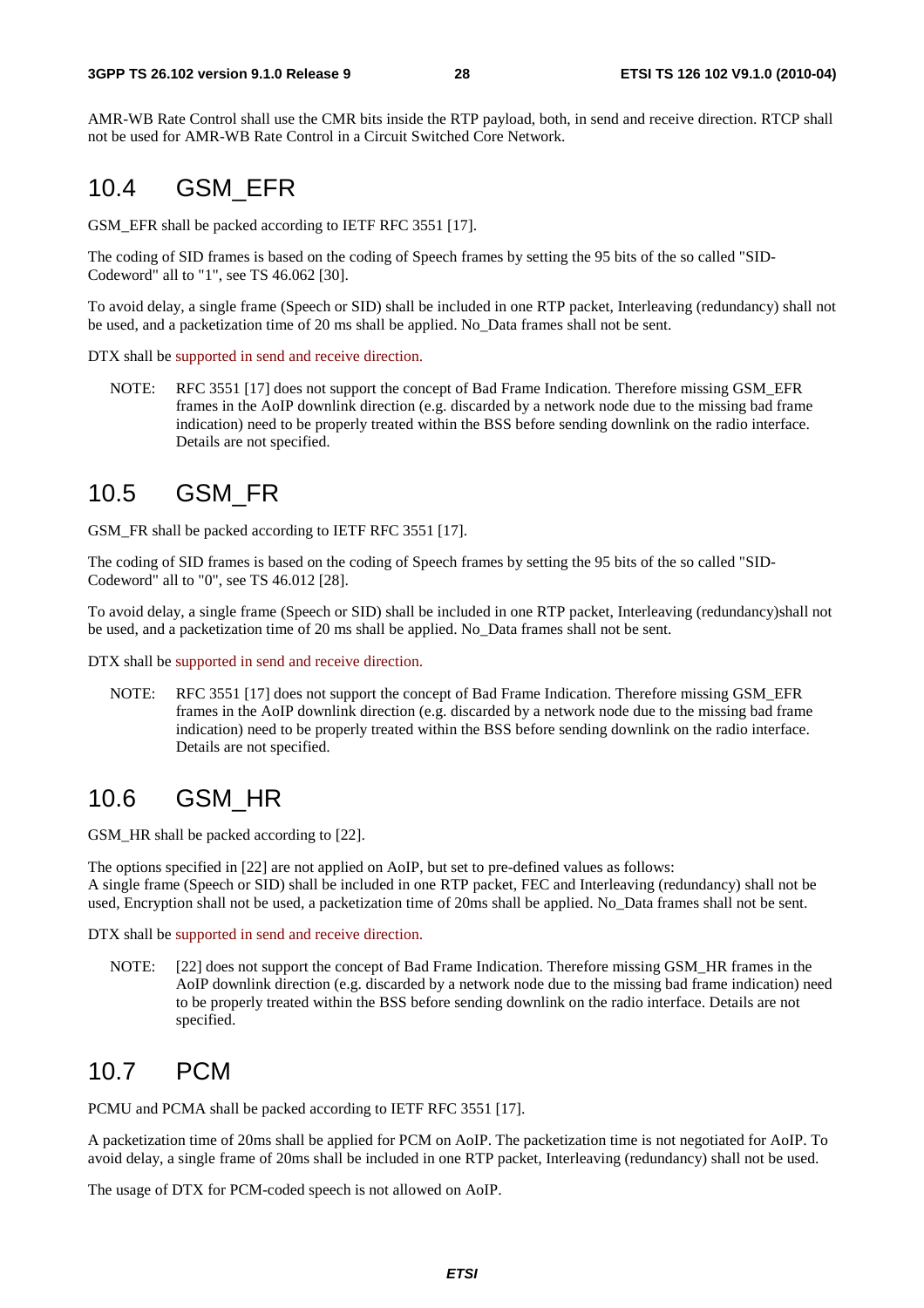AMR-WB Rate Control shall use the CMR bits inside the RTP payload, both, in send and receive direction. RTCP shall not be used for AMR-WB Rate Control in a Circuit Switched Core Network.

## 10.4 GSM_EFR

GSM_EFR shall be packed according to IETF RFC 3551 [17].

The coding of SID frames is based on the coding of Speech frames by setting the 95 bits of the so called "SID-Codeword" all to "1", see TS 46.062 [30].

To avoid delay, a single frame (Speech or SID) shall be included in one RTP packet, Interleaving (redundancy) shall not be used, and a packetization time of 20 ms shall be applied. No_Data frames shall not be sent.

DTX shall be supported in send and receive direction.

NOTE: RFC 3551 [17] does not support the concept of Bad Frame Indication. Therefore missing GSM_EFR frames in the AoIP downlink direction (e.g. discarded by a network node due to the missing bad frame indication) need to be properly treated within the BSS before sending downlink on the radio interface. Details are not specified.

## 10.5 GSM_FR

GSM_FR shall be packed according to IETF RFC 3551 [17].

The coding of SID frames is based on the coding of Speech frames by setting the 95 bits of the so called "SID-Codeword" all to "0", see TS 46.012 [28].

To avoid delay, a single frame (Speech or SID) shall be included in one RTP packet, Interleaving (redundancy)shall not be used, and a packetization time of 20 ms shall be applied. No_Data frames shall not be sent.

DTX shall be supported in send and receive direction.

NOTE: RFC 3551 [17] does not support the concept of Bad Frame Indication. Therefore missing GSM_EFR frames in the AoIP downlink direction (e.g. discarded by a network node due to the missing bad frame indication) need to be properly treated within the BSS before sending downlink on the radio interface. Details are not specified.

## 10.6 GSM_HR

GSM_HR shall be packed according to [22].

The options specified in [22] are not applied on AoIP, but set to pre-defined values as follows:
A single frame (Speech or SID) shall be included in one RTP packet, FEC and Interleaving (redundancy) shall not be used, Encryption shall not be used, a packetization time of 20ms shall be applied. No_Data frames shall not be sent.

DTX shall be supported in send and receive direction.

NOTE: [22] does not support the concept of Bad Frame Indication. Therefore missing GSM_HR frames in the AoIP downlink direction (e.g. discarded by a network node due to the missing bad frame indication) need to be properly treated within the BSS before sending downlink on the radio interface. Details are not specified.

## 10.7 PCM

PCMU and PCMA shall be packed according to IETF RFC 3551 [17].

A packetization time of 20ms shall be applied for PCM on AoIP. The packetization time is not negotiated for AoIP. To avoid delay, a single frame of 20ms shall be included in one RTP packet, Interleaving (redundancy) shall not be used.

The usage of DTX for PCM-coded speech is not allowed on AoIP.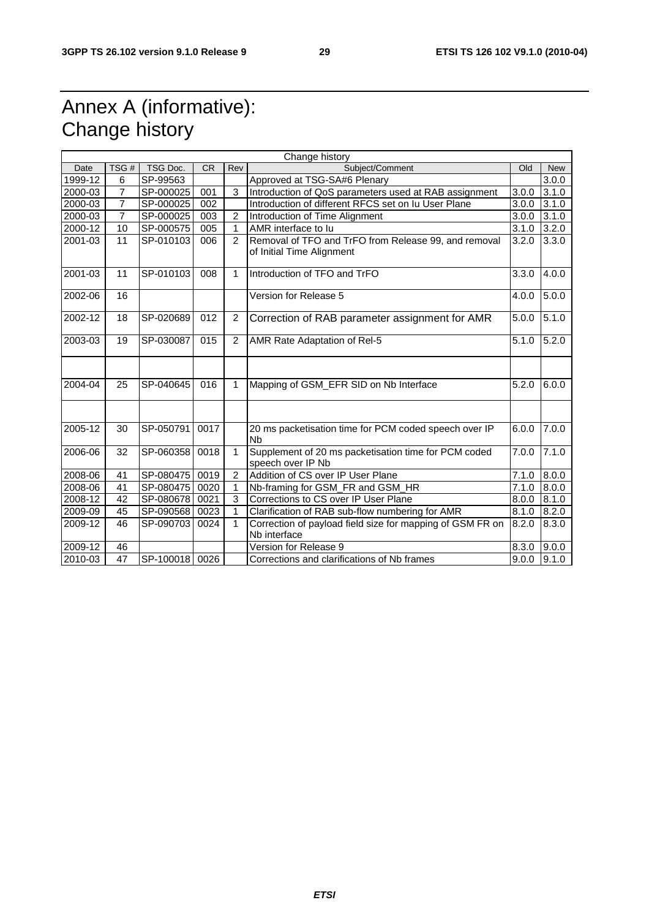# Annex A (informative): Change history

| Change history | | | | | | | |
|---|---|---|---|---|---|---|---|
| Date | TSG # | TSG Doc. | CR | Rev | Subject/Comment | Old | New |
| 1999-12 | 6 | SP-99563 | | | Approved at TSG-SA#6 Plenary | | 3.0.0 |
| 2000-03 | 7 | SP-000025 | 001 | 3 | Introduction of QoS parameters used at RAB assignment | 3.0.0 | 3.1.0 |
| 2000-03 | 7 | SP-000025 | 002 | | Introduction of different RFCS set on Iu User Plane | 3.0.0 | 3.1.0 |
| 2000-03 | 7 | SP-000025 | 003 | 2 | Introduction of Time Alignment | 3.0.0 | 3.1.0 |
| 2000-12 | 10 | SP-000575 | 005 | 1 | AMR interface to Iu | 3.1.0 | 3.2.0 |
| 2001-03 | 11 | SP-010103 | 006 | 2 | Removal of TFO and TrFO from Release 99, and removal of Initial Time Alignment | 3.2.0 | 3.3.0 |
| 2001-03 | 11 | SP-010103 | 008 | 1 | Introduction of TFO and TrFO | 3.3.0 | 4.0.0 |
| 2002-06 | 16 | | | | Version for Release 5 | 4.0.0 | 5.0.0 |
| 2002-12 | 18 | SP-020689 | 012 | 2 | Correction of RAB parameter assignment for AMR | 5.0.0 | 5.1.0 |
| 2003-03 | 19 | SP-030087 | 015 | 2 | AMR Rate Adaptation of Rel-5 | 5.1.0 | 5.2.0 |
| | | | | | | | |
| 2004-04 | 25 | SP-040645 | 016 | 1 | Mapping of GSM_EFR SID on Nb Interface | 5.2.0 | 6.0.0 |
| | | | | | | | |
| 2005-12 | 30 | SP-050791 | 0017 | | 20 ms packetisation time for PCM coded speech over IP Nb | 6.0.0 | 7.0.0 |
| 2006-06 | 32 | SP-060358 | 0018 | 1 | Supplement of 20 ms packetisation time for PCM coded speech over IP Nb | 7.0.0 | 7.1.0 |
| 2008-06 | 41 | SP-080475 | 0019 | 2 | Addition of CS over IP User Plane | 7.1.0 | 8.0.0 |
| 2008-06 | 41 | SP-080475 | 0020 | 1 | Nb-framing for GSM_FR and GSM_HR | 7.1.0 | 8.0.0 |
| 2008-12 | 42 | SP-080678 | 0021 | 3 | Corrections to CS over IP User Plane | 8.0.0 | 8.1.0 |
| 2009-09 | 45 | SP-090568 | 0023 | 1 | Clarification of RAB sub-flow numbering for AMR | 8.1.0 | 8.2.0 |
| 2009-12 | 46 | SP-090703 | 0024 | 1 | Correction of payload field size for mapping of GSM FR on Nb interface | 8.2.0 | 8.3.0 |
| 2009-12 | 46 | | | | Version for Release 9 | 8.3.0 | 9.0.0 |
| 2010-03 | 47 | SP-100018 | 0026 | | Corrections and clarifications of Nb frames | 9.0.0 | 9.1.0 |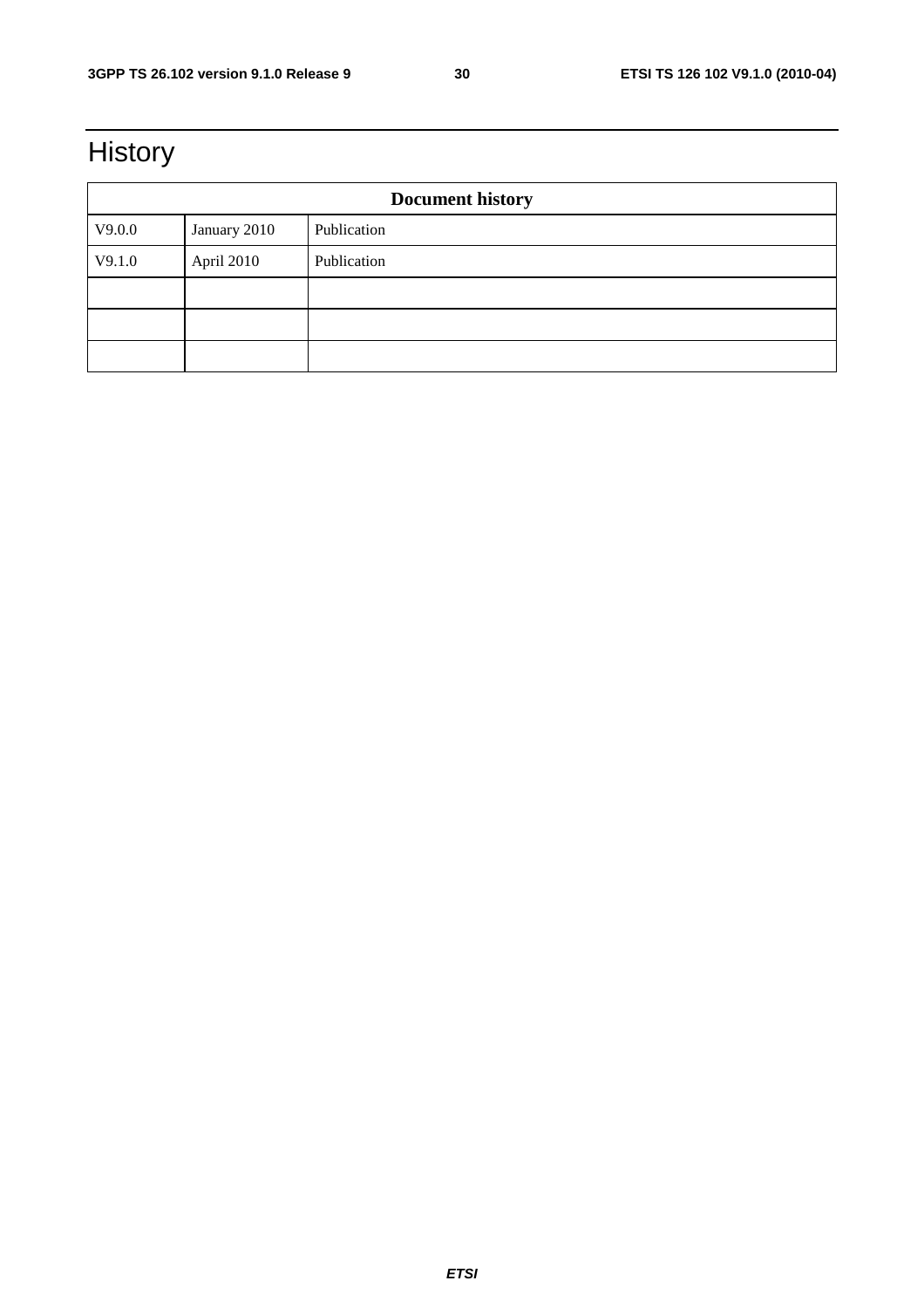# History

| Document history | | |
|---|---|---|
| V9.0.0 | January 2010 | Publication |
| V9.1.0 | April 2010 | Publication |
| | | |
| | | |
| | | |